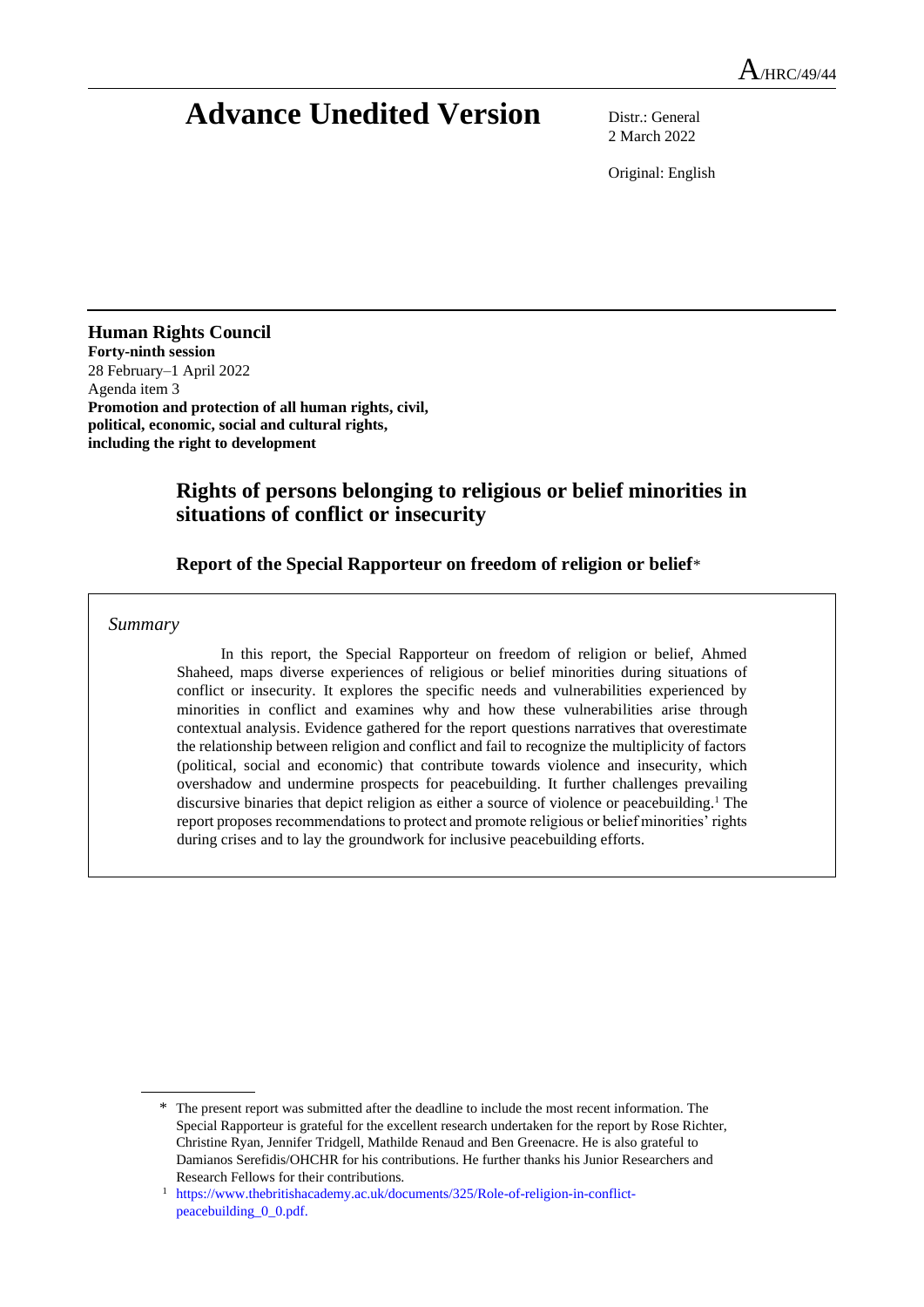A/HRC/49/44

# Advance Unedited Version

Distr.: General
2 March 2022

Original: English

**Human Rights Council**
**Forty-ninth session**
28 February–1 April 2022
Agenda item 3
**Promotion and protection of all human rights, civil, political, economic, social and cultural rights, including the right to development**

## Rights of persons belonging to religious or belief minorities in situations of conflict or insecurity

### Report of the Special Rapporteur on freedom of religion or belief*

*Summary*

In this report, the Special Rapporteur on freedom of religion or belief, Ahmed Shaheed, maps diverse experiences of religious or belief minorities during situations of conflict or insecurity. It explores the specific needs and vulnerabilities experienced by minorities in conflict and examines why and how these vulnerabilities arise through contextual analysis. Evidence gathered for the report questions narratives that overestimate the relationship between religion and conflict and fail to recognize the multiplicity of factors (political, social and economic) that contribute towards violence and insecurity, which overshadow and undermine prospects for peacebuilding. It further challenges prevailing discursive binaries that depict religion as either a source of violence or peacebuilding.[1] The report proposes recommendations to protect and promote religious or belief minorities' rights during crises and to lay the groundwork for inclusive peacebuilding efforts.

---

\* The present report was submitted after the deadline to include the most recent information. The Special Rapporteur is grateful for the excellent research undertaken for the report by Rose Richter, Christine Ryan, Jennifer Tridgell, Mathilde Renaud and Ben Greenacre. He is also grateful to Damianos Serefidis/OHCHR for his contributions. He further thanks his Junior Researchers and Research Fellows for their contributions.

[1] https://www.thebritishacademy.ac.uk/documents/325/Role-of-religion-in-conflict-peacebuilding_0_0.pdf.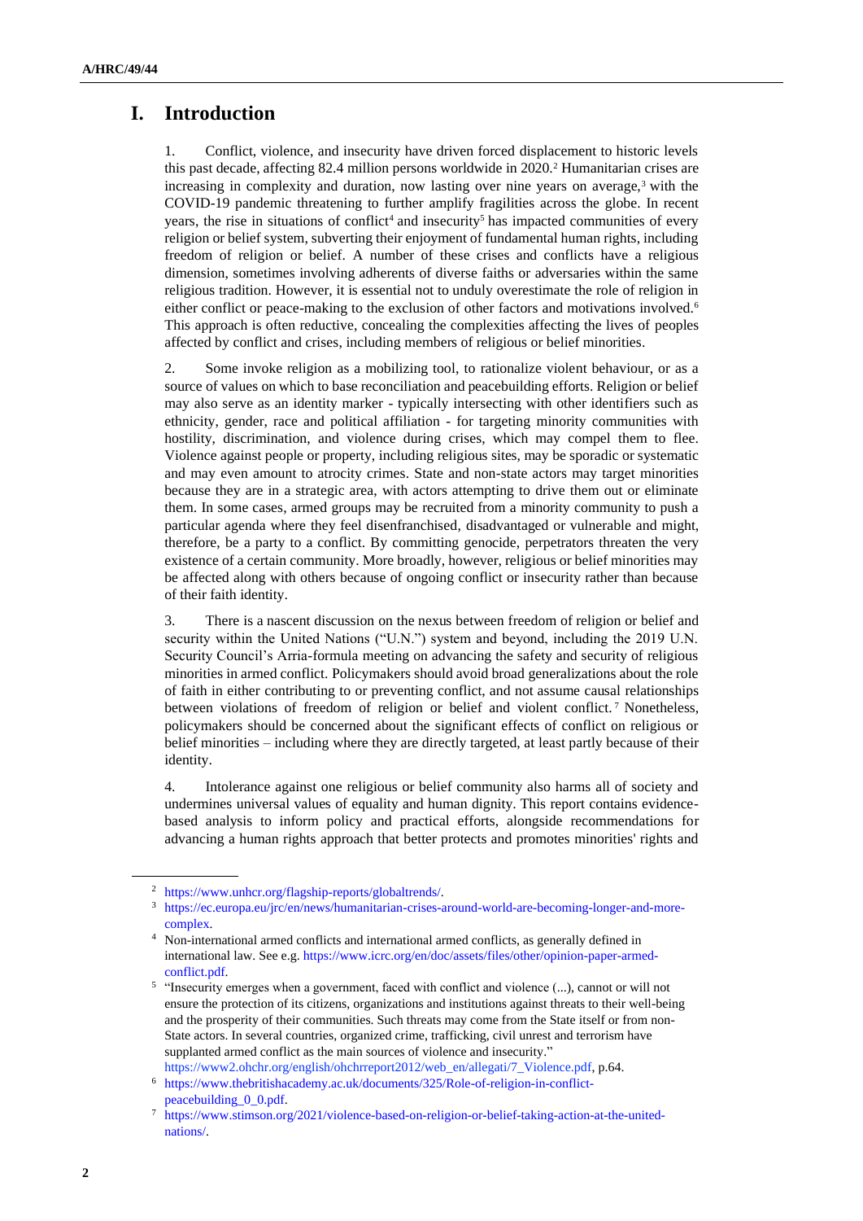# I. Introduction

1. Conflict, violence, and insecurity have driven forced displacement to historic levels this past decade, affecting 82.4 million persons worldwide in 2020.[2] Humanitarian crises are increasing in complexity and duration, now lasting over nine years on average,[3] with the COVID-19 pandemic threatening to further amplify fragilities across the globe. In recent years, the rise in situations of conflict[4] and insecurity[5] has impacted communities of every religion or belief system, subverting their enjoyment of fundamental human rights, including freedom of religion or belief. A number of these crises and conflicts have a religious dimension, sometimes involving adherents of diverse faiths or adversaries within the same religious tradition. However, it is essential not to unduly overestimate the role of religion in either conflict or peace-making to the exclusion of other factors and motivations involved.[6] This approach is often reductive, concealing the complexities affecting the lives of peoples affected by conflict and crises, including members of religious or belief minorities.

2. Some invoke religion as a mobilizing tool, to rationalize violent behaviour, or as a source of values on which to base reconciliation and peacebuilding efforts. Religion or belief may also serve as an identity marker - typically intersecting with other identifiers such as ethnicity, gender, race and political affiliation - for targeting minority communities with hostility, discrimination, and violence during crises, which may compel them to flee. Violence against people or property, including religious sites, may be sporadic or systematic and may even amount to atrocity crimes. State and non-state actors may target minorities because they are in a strategic area, with actors attempting to drive them out or eliminate them. In some cases, armed groups may be recruited from a minority community to push a particular agenda where they feel disenfranchised, disadvantaged or vulnerable and might, therefore, be a party to a conflict. By committing genocide, perpetrators threaten the very existence of a certain community. More broadly, however, religious or belief minorities may be affected along with others because of ongoing conflict or insecurity rather than because of their faith identity.

3. There is a nascent discussion on the nexus between freedom of religion or belief and security within the United Nations ("U.N.") system and beyond, including the 2019 U.N. Security Council's Arria-formula meeting on advancing the safety and security of religious minorities in armed conflict. Policymakers should avoid broad generalizations about the role of faith in either contributing to or preventing conflict, and not assume causal relationships between violations of freedom of religion or belief and violent conflict.[7] Nonetheless, policymakers should be concerned about the significant effects of conflict on religious or belief minorities – including where they are directly targeted, at least partly because of their identity.

4. Intolerance against one religious or belief community also harms all of society and undermines universal values of equality and human dignity. This report contains evidence-based analysis to inform policy and practical efforts, alongside recommendations for advancing a human rights approach that better protects and promotes minorities' rights and

---

[2] https://www.unhcr.org/flagship-reports/globaltrends/.

[3] https://ec.europa.eu/jrc/en/news/humanitarian-crises-around-world-are-becoming-longer-and-more-complex.

[4] Non-international armed conflicts and international armed conflicts, as generally defined in international law. See e.g. https://www.icrc.org/en/doc/assets/files/other/opinion-paper-armed-conflict.pdf.

[5] "Insecurity emerges when a government, faced with conflict and violence (...), cannot or will not ensure the protection of its citizens, organizations and institutions against threats to their well-being and the prosperity of their communities. Such threats may come from the State itself or from non-State actors. In several countries, organized crime, trafficking, civil unrest and terrorism have supplanted armed conflict as the main sources of violence and insecurity." https://www2.ohchr.org/english/ohchrreport2012/web_en/allegati/7_Violence.pdf, p.64.

[6] https://www.thebritishacademy.ac.uk/documents/325/Role-of-religion-in-conflict-peacebuilding_0_0.pdf.

[7] https://www.stimson.org/2021/violence-based-on-religion-or-belief-taking-action-at-the-united-nations/.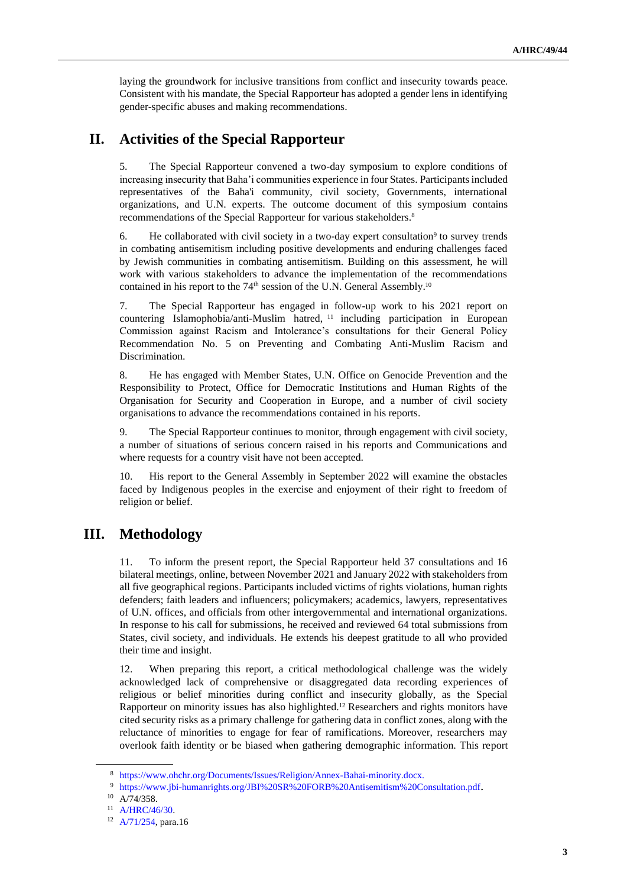laying the groundwork for inclusive transitions from conflict and insecurity towards peace. Consistent with his mandate, the Special Rapporteur has adopted a gender lens in identifying gender-specific abuses and making recommendations.

## II. Activities of the Special Rapporteur

5. The Special Rapporteur convened a two-day symposium to explore conditions of increasing insecurity that Baha'i communities experience in four States. Participants included representatives of the Baha'i community, civil society, Governments, international organizations, and U.N. experts. The outcome document of this symposium contains recommendations of the Special Rapporteur for various stakeholders.[8]

6. He collaborated with civil society in a two-day expert consultation[9] to survey trends in combating antisemitism including positive developments and enduring challenges faced by Jewish communities in combating antisemitism. Building on this assessment, he will work with various stakeholders to advance the implementation of the recommendations contained in his report to the 74th session of the U.N. General Assembly.[10]

7. The Special Rapporteur has engaged in follow-up work to his 2021 report on countering Islamophobia/anti-Muslim hatred,[11] including participation in European Commission against Racism and Intolerance's consultations for their General Policy Recommendation No. 5 on Preventing and Combating Anti-Muslim Racism and Discrimination.

8. He has engaged with Member States, U.N. Office on Genocide Prevention and the Responsibility to Protect, Office for Democratic Institutions and Human Rights of the Organisation for Security and Cooperation in Europe, and a number of civil society organisations to advance the recommendations contained in his reports.

9. The Special Rapporteur continues to monitor, through engagement with civil society, a number of situations of serious concern raised in his reports and Communications and where requests for a country visit have not been accepted.

10. His report to the General Assembly in September 2022 will examine the obstacles faced by Indigenous peoples in the exercise and enjoyment of their right to freedom of religion or belief.

## III. Methodology

11. To inform the present report, the Special Rapporteur held 37 consultations and 16 bilateral meetings, online, between November 2021 and January 2022 with stakeholders from all five geographical regions. Participants included victims of rights violations, human rights defenders; faith leaders and influencers; policymakers; academics, lawyers, representatives of U.N. offices, and officials from other intergovernmental and international organizations. In response to his call for submissions, he received and reviewed 64 total submissions from States, civil society, and individuals. He extends his deepest gratitude to all who provided their time and insight.

12. When preparing this report, a critical methodological challenge was the widely acknowledged lack of comprehensive or disaggregated data recording experiences of religious or belief minorities during conflict and insecurity globally, as the Special Rapporteur on minority issues has also highlighted.[12] Researchers and rights monitors have cited security risks as a primary challenge for gathering data in conflict zones, along with the reluctance of minorities to engage for fear of ramifications. Moreover, researchers may overlook faith identity or be biased when gathering demographic information. This report

---

[8] https://www.ohchr.org/Documents/Issues/Religion/Annex-Bahai-minority.docx.

[9] https://www.jbi-humanrights.org/JBI%20SR%20FORB%20Antisemitism%20Consultation.pdf.

[10] A/74/358.

[11] A/HRC/46/30.

[12] A/71/254, para.16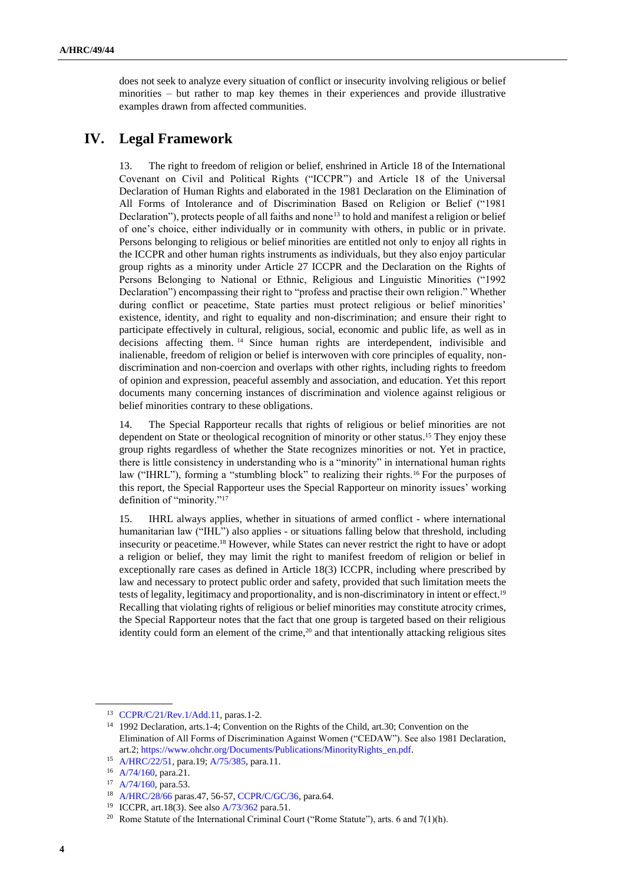does not seek to analyze every situation of conflict or insecurity involving religious or belief minorities – but rather to map key themes in their experiences and provide illustrative examples drawn from affected communities.

## IV. Legal Framework

13. The right to freedom of religion or belief, enshrined in Article 18 of the International Covenant on Civil and Political Rights ("ICCPR") and Article 18 of the Universal Declaration of Human Rights and elaborated in the 1981 Declaration on the Elimination of All Forms of Intolerance and of Discrimination Based on Religion or Belief ("1981 Declaration"), protects people of all faiths and none[13] to hold and manifest a religion or belief of one's choice, either individually or in community with others, in public or in private. Persons belonging to religious or belief minorities are entitled not only to enjoy all rights in the ICCPR and other human rights instruments as individuals, but they also enjoy particular group rights as a minority under Article 27 ICCPR and the Declaration on the Rights of Persons Belonging to National or Ethnic, Religious and Linguistic Minorities ("1992 Declaration") encompassing their right to "profess and practise their own religion." Whether during conflict or peacetime, State parties must protect religious or belief minorities' existence, identity, and right to equality and non-discrimination; and ensure their right to participate effectively in cultural, religious, social, economic and public life, as well as in decisions affecting them.[14] Since human rights are interdependent, indivisible and inalienable, freedom of religion or belief is interwoven with core principles of equality, non-discrimination and non-coercion and overlaps with other rights, including rights to freedom of opinion and expression, peaceful assembly and association, and education. Yet this report documents many concerning instances of discrimination and violence against religious or belief minorities contrary to these obligations.

14. The Special Rapporteur recalls that rights of religious or belief minorities are not dependent on State or theological recognition of minority or other status.[15] They enjoy these group rights regardless of whether the State recognizes minorities or not. Yet in practice, there is little consistency in understanding who is a "minority" in international human rights law ("IHRL"), forming a "stumbling block" to realizing their rights.[16] For the purposes of this report, the Special Rapporteur uses the Special Rapporteur on minority issues' working definition of "minority."[17]

15. IHRL always applies, whether in situations of armed conflict - where international humanitarian law ("IHL") also applies - or situations falling below that threshold, including insecurity or peacetime.[18] However, while States can never restrict the right to have or adopt a religion or belief, they may limit the right to manifest freedom of religion or belief in exceptionally rare cases as defined in Article 18(3) ICCPR, including where prescribed by law and necessary to protect public order and safety, provided that such limitation meets the tests of legality, legitimacy and proportionality, and is non-discriminatory in intent or effect.[19] Recalling that violating rights of religious or belief minorities may constitute atrocity crimes, the Special Rapporteur notes that the fact that one group is targeted based on their religious identity could form an element of the crime,[20] and that intentionally attacking religious sites

---

[13] CCPR/C/21/Rev.1/Add.11, paras.1-2.

[14] 1992 Declaration, arts.1-4; Convention on the Rights of the Child, art.30; Convention on the Elimination of All Forms of Discrimination Against Women ("CEDAW"). See also 1981 Declaration, art.2; https://www.ohchr.org/Documents/Publications/MinorityRights_en.pdf.

[15] A/HRC/22/51, para.19; A/75/385, para.11.

[16] A/74/160, para.21.

[17] A/74/160, para.53.

[18] A/HRC/28/66 paras.47, 56-57, CCPR/C/GC/36, para.64.

[19] ICCPR, art.18(3). See also A/73/362 para.51.

[20] Rome Statute of the International Criminal Court ("Rome Statute"), arts. 6 and 7(1)(h).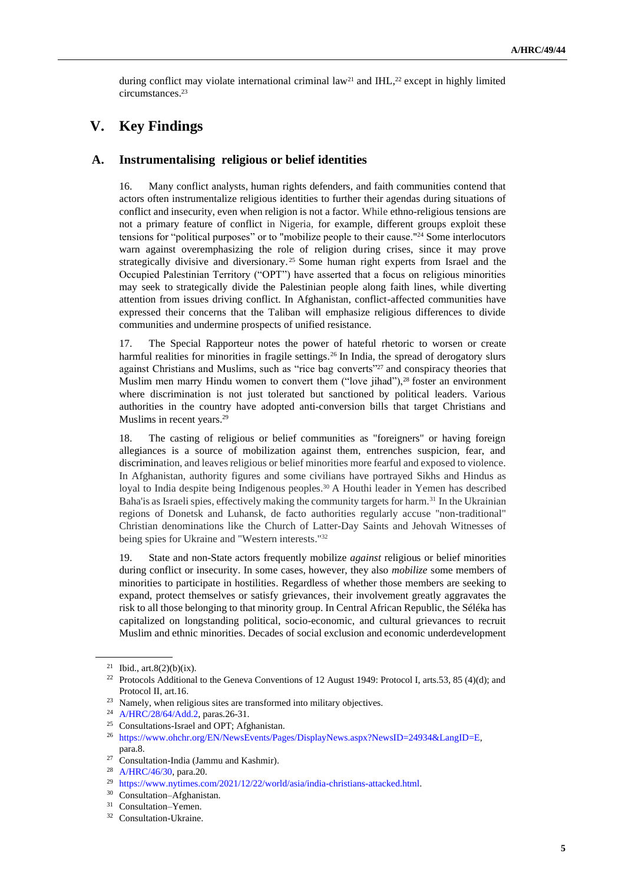during conflict may violate international criminal law[21] and IHL,[22] except in highly limited circumstances.[23]

# V. Key Findings

## A. Instrumentalising religious or belief identities

16. Many conflict analysts, human rights defenders, and faith communities contend that actors often instrumentalize religious identities to further their agendas during situations of conflict and insecurity, even when religion is not a factor. While ethno-religious tensions are not a primary feature of conflict in Nigeria, for example, different groups exploit these tensions for "political purposes" or to "mobilize people to their cause."[24] Some interlocutors warn against overemphasizing the role of religion during crises, since it may prove strategically divisive and diversionary.[25] Some human right experts from Israel and the Occupied Palestinian Territory ("OPT") have asserted that a focus on religious minorities may seek to strategically divide the Palestinian people along faith lines, while diverting attention from issues driving conflict. In Afghanistan, conflict-affected communities have expressed their concerns that the Taliban will emphasize religious differences to divide communities and undermine prospects of unified resistance.

17. The Special Rapporteur notes the power of hateful rhetoric to worsen or create harmful realities for minorities in fragile settings.[26] In India, the spread of derogatory slurs against Christians and Muslims, such as "rice bag converts"[27] and conspiracy theories that Muslim men marry Hindu women to convert them ("love jihad"),[28] foster an environment where discrimination is not just tolerated but sanctioned by political leaders. Various authorities in the country have adopted anti-conversion bills that target Christians and Muslims in recent years.[29]

18. The casting of religious or belief communities as "foreigners" or having foreign allegiances is a source of mobilization against them, entrenches suspicion, fear, and discrimination, and leaves religious or belief minorities more fearful and exposed to violence. In Afghanistan, authority figures and some civilians have portrayed Sikhs and Hindus as loyal to India despite being Indigenous peoples.[30] A Houthi leader in Yemen has described Baha'is as Israeli spies, effectively making the community targets for harm.[31] In the Ukrainian regions of Donetsk and Luhansk, de facto authorities regularly accuse "non-traditional" Christian denominations like the Church of Latter-Day Saints and Jehovah Witnesses of being spies for Ukraine and "Western interests."[32]

19. State and non-State actors frequently mobilize *against* religious or belief minorities during conflict or insecurity. In some cases, however, they also *mobilize* some members of minorities to participate in hostilities. Regardless of whether those members are seeking to expand, protect themselves or satisfy grievances, their involvement greatly aggravates the risk to all those belonging to that minority group. In Central African Republic, the Séléka has capitalized on longstanding political, socio-economic, and cultural grievances to recruit Muslim and ethnic minorities. Decades of social exclusion and economic underdevelopment

---

[21] Ibid., art.8(2)(b)(ix).

[22] Protocols Additional to the Geneva Conventions of 12 August 1949: Protocol I, arts.53, 85 (4)(d); and Protocol II, art.16.

[23] Namely, when religious sites are transformed into military objectives.

[24] A/HRC/28/64/Add.2, paras.26-31.

[25] Consultations-Israel and OPT; Afghanistan.

[26] https://www.ohchr.org/EN/NewsEvents/Pages/DisplayNews.aspx?NewsID=24934&LangID=E, para.8.

[27] Consultation-India (Jammu and Kashmir).

[28] A/HRC/46/30, para.20.

[29] https://www.nytimes.com/2021/12/22/world/asia/india-christians-attacked.html.

[30] Consultation–Afghanistan.

[31] Consultation–Yemen.

[32] Consultation-Ukraine.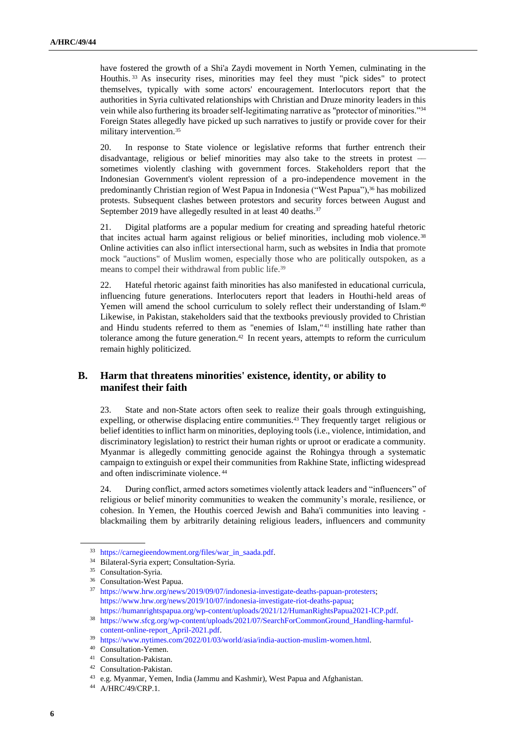have fostered the growth of a Shi'a Zaydi movement in North Yemen, culminating in the Houthis.[33] As insecurity rises, minorities may feel they must "pick sides" to protect themselves, typically with some actors' encouragement. Interlocutors report that the authorities in Syria cultivated relationships with Christian and Druze minority leaders in this vein while also furthering its broader self-legitimating narrative as "protector of minorities."[34] Foreign States allegedly have picked up such narratives to justify or provide cover for their military intervention.[35]

20. In response to State violence or legislative reforms that further entrench their disadvantage, religious or belief minorities may also take to the streets in protest — sometimes violently clashing with government forces. Stakeholders report that the Indonesian Government's violent repression of a pro-independence movement in the predominantly Christian region of West Papua in Indonesia ("West Papua"),[36] has mobilized protests. Subsequent clashes between protestors and security forces between August and September 2019 have allegedly resulted in at least 40 deaths.[37]

21. Digital platforms are a popular medium for creating and spreading hateful rhetoric that incites actual harm against religious or belief minorities, including mob violence.[38] Online activities can also inflict intersectional harm, such as websites in India that promote mock "auctions" of Muslim women, especially those who are politically outspoken, as a means to compel their withdrawal from public life.[39]

22. Hateful rhetoric against faith minorities has also manifested in educational curricula, influencing future generations. Interlocuters report that leaders in Houthi-held areas of Yemen will amend the school curriculum to solely reflect their understanding of Islam.[40] Likewise, in Pakistan, stakeholders said that the textbooks previously provided to Christian and Hindu students referred to them as "enemies of Islam,"[41] instilling hate rather than tolerance among the future generation.[42] In recent years, attempts to reform the curriculum remain highly politicized.

## B. Harm that threatens minorities' existence, identity, or ability to manifest their faith

23. State and non-State actors often seek to realize their goals through extinguishing, expelling, or otherwise displacing entire communities.[43] They frequently target religious or belief identities to inflict harm on minorities, deploying tools (i.e., violence, intimidation, and discriminatory legislation) to restrict their human rights or uproot or eradicate a community. Myanmar is allegedly committing genocide against the Rohingya through a systematic campaign to extinguish or expel their communities from Rakhine State, inflicting widespread and often indiscriminate violence.[44]

24. During conflict, armed actors sometimes violently attack leaders and "influencers" of religious or belief minority communities to weaken the community's morale, resilience, or cohesion. In Yemen, the Houthis coerced Jewish and Baha'i communities into leaving - blackmailing them by arbitrarily detaining religious leaders, influencers and community

---

[33] https://carnegieendowment.org/files/war_in_saada.pdf.

[34] Bilateral-Syria expert; Consultation-Syria.

[35] Consultation-Syria.

[36] Consultation-West Papua.

[37] https://www.hrw.org/news/2019/09/07/indonesia-investigate-deaths-papuan-protesters; https://www.hrw.org/news/2019/10/07/indonesia-investigate-riot-deaths-papua; https://humanrightspapua.org/wp-content/uploads/2021/12/HumanRightsPapua2021-ICP.pdf.

[38] https://www.sfcg.org/wp-content/uploads/2021/07/SearchForCommonGround_Handling-harmful-content-online-report_April-2021.pdf.

[39] https://www.nytimes.com/2022/01/03/world/asia/india-auction-muslim-women.html.

[40] Consultation-Yemen.

[41] Consultation-Pakistan.

[42] Consultation-Pakistan.

[43] e.g. Myanmar, Yemen, India (Jammu and Kashmir), West Papua and Afghanistan.

[44] A/HRC/49/CRP.1.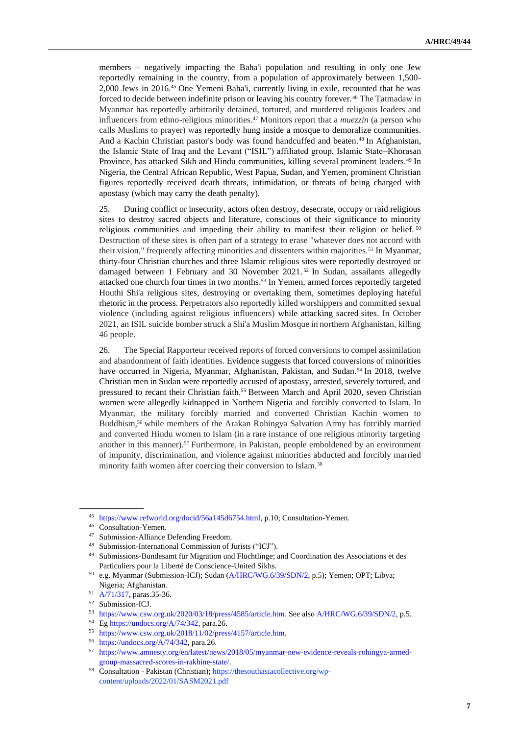members – negatively impacting the Baha'i population and resulting in only one Jew reportedly remaining in the country, from a population of approximately between 1,500-2,000 Jews in 2016.[45] One Yemeni Baha'i, currently living in exile, recounted that he was forced to decide between indefinite prison or leaving his country forever.[46] The Tatmadaw in Myanmar has reportedly arbitrarily detained, tortured, and murdered religious leaders and influencers from ethno-religious minorities.[47] Monitors report that a *muezzin* (a person who calls Muslims to prayer) was reportedly hung inside a mosque to demoralize communities. And a Kachin Christian pastor's body was found handcuffed and beaten.[48] In Afghanistan, the Islamic State of Iraq and the Levant ("ISIL") affiliated group, Islamic State–Khorasan Province, has attacked Sikh and Hindu communities, killing several prominent leaders.[49] In Nigeria, the Central African Republic, West Papua, Sudan, and Yemen, prominent Christian figures reportedly received death threats, intimidation, or threats of being charged with apostasy (which may carry the death penalty).

25. During conflict or insecurity, actors often destroy, desecrate, occupy or raid religious sites to destroy sacred objects and literature, conscious of their significance to minority religious communities and impeding their ability to manifest their religion or belief.[50] Destruction of these sites is often part of a strategy to erase "whatever does not accord with their vision," frequently affecting minorities and dissenters within majorities.[51] In Myanmar, thirty-four Christian churches and three Islamic religious sites were reportedly destroyed or damaged between 1 February and 30 November 2021.[52] In Sudan, assailants allegedly attacked one church four times in two months.[53] In Yemen, armed forces reportedly targeted Houthi Shi'a religious sites, destroying or overtaking them, sometimes deploying hateful rhetoric in the process. Perpetrators also reportedly killed worshippers and committed sexual violence (including against religious influencers) while attacking sacred sites. In October 2021, an ISIL suicide bomber struck a Shi'a Muslim Mosque in northern Afghanistan, killing 46 people.

26. The Special Rapporteur received reports of forced conversions to compel assimilation and abandonment of faith identities. Evidence suggests that forced conversions of minorities have occurred in Nigeria, Myanmar, Afghanistan, Pakistan, and Sudan.[54] In 2018, twelve Christian men in Sudan were reportedly accused of apostasy, arrested, severely tortured, and pressured to recant their Christian faith.[55] Between March and April 2020, seven Christian women were allegedly kidnapped in Northern Nigeria and forcibly converted to Islam. In Myanmar, the military forcibly married and converted Christian Kachin women to Buddhism,[56] while members of the Arakan Rohingya Salvation Army has forcibly married and converted Hindu women to Islam (in a rare instance of one religious minority targeting another in this manner).[57] Furthermore, in Pakistan, people emboldened by an environment of impunity, discrimination, and violence against minorities abducted and forcibly married minority faith women after coercing their conversion to Islam.[58]

---

[45] https://www.refworld.org/docid/56a145d6754.html, p.10; Consultation-Yemen.

[46] Consultation-Yemen.

[47] Submission-Alliance Defending Freedom.

[48] Submission-International Commission of Jurists ("ICJ").

[49] Submissions-Bundesamt für Migration und Flüchtlinge; and Coordination des Associations et des Particuliers pour la Liberté de Conscience-United Sikhs.

[50] e.g. Myanmar (Submission-ICJ); Sudan (A/HRC/WG.6/39/SDN/2, p.5); Yemen; OPT; Libya; Nigeria; Afghanistan.

[51] A/71/317, paras.35-36.

[52] Submission-ICJ.

[53] https://www.csw.org.uk/2020/03/18/press/4585/article.htm. See also A/HRC/WG.6/39/SDN/2, p.5.

[54] Eg https://undocs.org/A/74/342, para.26.

[55] https://www.csw.org.uk/2018/11/02/press/4157/article.htm.

[56] https://undocs.org/A/74/342, para.26.

[57] https://www.amnesty.org/en/latest/news/2018/05/myanmar-new-evidence-reveals-rohingya-armed-group-massacred-scores-in-rakhine-state/.

[58] Consultation - Pakistan (Christian); https://thesouthasiacollective.org/wp-content/uploads/2022/01/SASM2021.pdf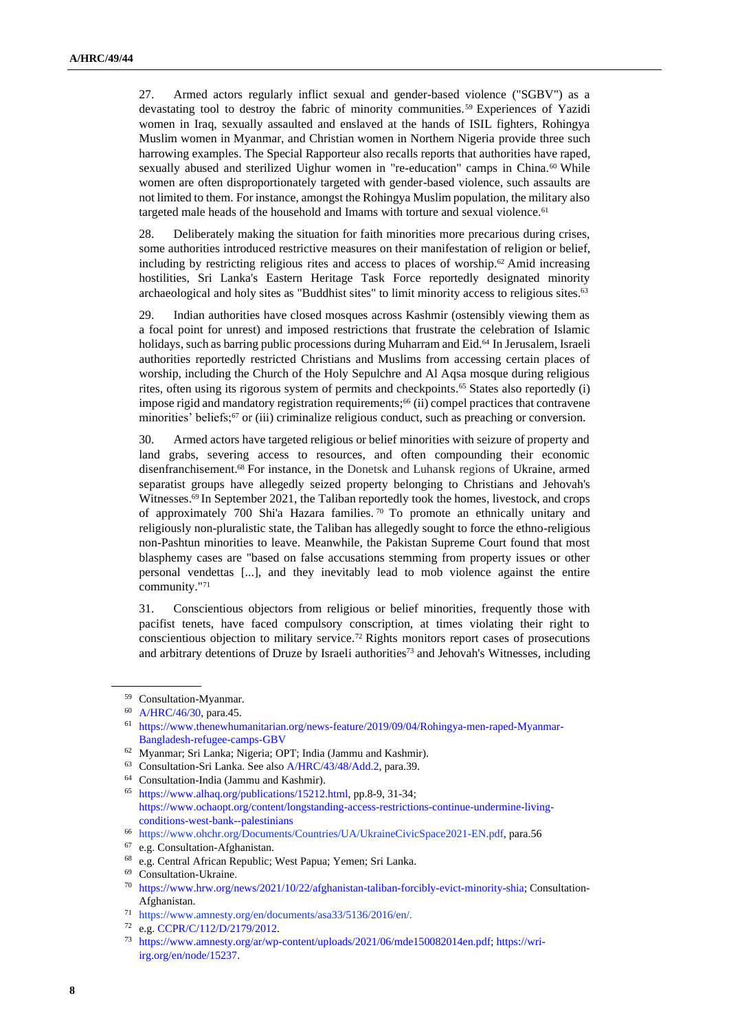27. Armed actors regularly inflict sexual and gender-based violence ("SGBV") as a devastating tool to destroy the fabric of minority communities.[59] Experiences of Yazidi women in Iraq, sexually assaulted and enslaved at the hands of ISIL fighters, Rohingya Muslim women in Myanmar, and Christian women in Northern Nigeria provide three such harrowing examples. The Special Rapporteur also recalls reports that authorities have raped, sexually abused and sterilized Uighur women in "re-education" camps in China.[60] While women are often disproportionately targeted with gender-based violence, such assaults are not limited to them. For instance, amongst the Rohingya Muslim population, the military also targeted male heads of the household and Imams with torture and sexual violence.[61]

28. Deliberately making the situation for faith minorities more precarious during crises, some authorities introduced restrictive measures on their manifestation of religion or belief, including by restricting religious rites and access to places of worship.[62] Amid increasing hostilities, Sri Lanka's Eastern Heritage Task Force reportedly designated minority archaeological and holy sites as "Buddhist sites" to limit minority access to religious sites.[63]

29. Indian authorities have closed mosques across Kashmir (ostensibly viewing them as a focal point for unrest) and imposed restrictions that frustrate the celebration of Islamic holidays, such as barring public processions during Muharram and Eid.[64] In Jerusalem, Israeli authorities reportedly restricted Christians and Muslims from accessing certain places of worship, including the Church of the Holy Sepulchre and Al Aqsa mosque during religious rites, often using its rigorous system of permits and checkpoints.[65] States also reportedly (i) impose rigid and mandatory registration requirements;[66] (ii) compel practices that contravene minorities' beliefs;[67] or (iii) criminalize religious conduct, such as preaching or conversion.

30. Armed actors have targeted religious or belief minorities with seizure of property and land grabs, severing access to resources, and often compounding their economic disenfranchisement.[68] For instance, in the Donetsk and Luhansk regions of Ukraine, armed separatist groups have allegedly seized property belonging to Christians and Jehovah's Witnesses.[69] In September 2021, the Taliban reportedly took the homes, livestock, and crops of approximately 700 Shi'a Hazara families.[70] To promote an ethnically unitary and religiously non-pluralistic state, the Taliban has allegedly sought to force the ethno-religious non-Pashtun minorities to leave. Meanwhile, the Pakistan Supreme Court found that most blasphemy cases are "based on false accusations stemming from property issues or other personal vendettas [...], and they inevitably lead to mob violence against the entire community."[71]

31. Conscientious objectors from religious or belief minorities, frequently those with pacifist tenets, have faced compulsory conscription, at times violating their right to conscientious objection to military service.[72] Rights monitors report cases of prosecutions and arbitrary detentions of Druze by Israeli authorities[73] and Jehovah's Witnesses, including

---

[59] Consultation-Myanmar.

[60] A/HRC/46/30, para.45.

[61] https://www.thenewhumanitarian.org/news-feature/2019/09/04/Rohingya-men-raped-Myanmar-Bangladesh-refugee-camps-GBV

[62] Myanmar; Sri Lanka; Nigeria; OPT; India (Jammu and Kashmir).

[63] Consultation-Sri Lanka. See also A/HRC/43/48/Add.2, para.39.

[64] Consultation-India (Jammu and Kashmir).

[65] https://www.alhaq.org/publications/15212.html, pp.8-9, 31-34; https://www.ochaopt.org/content/longstanding-access-restrictions-continue-undermine-living-conditions-west-bank--palestinians

[66] https://www.ohchr.org/Documents/Countries/UA/UkraineCivicSpace2021-EN.pdf, para.56

[67] e.g. Consultation-Afghanistan.

[68] e.g. Central African Republic; West Papua; Yemen; Sri Lanka.

[69] Consultation-Ukraine.

[70] https://www.hrw.org/news/2021/10/22/afghanistan-taliban-forcibly-evict-minority-shia; Consultation-Afghanistan.

[71] https://www.amnesty.org/en/documents/asa33/5136/2016/en/.

[72] e.g. CCPR/C/112/D/2179/2012.

[73] https://www.amnesty.org/ar/wp-content/uploads/2021/06/mde150082014en.pdf; https://wri-irg.org/en/node/15237.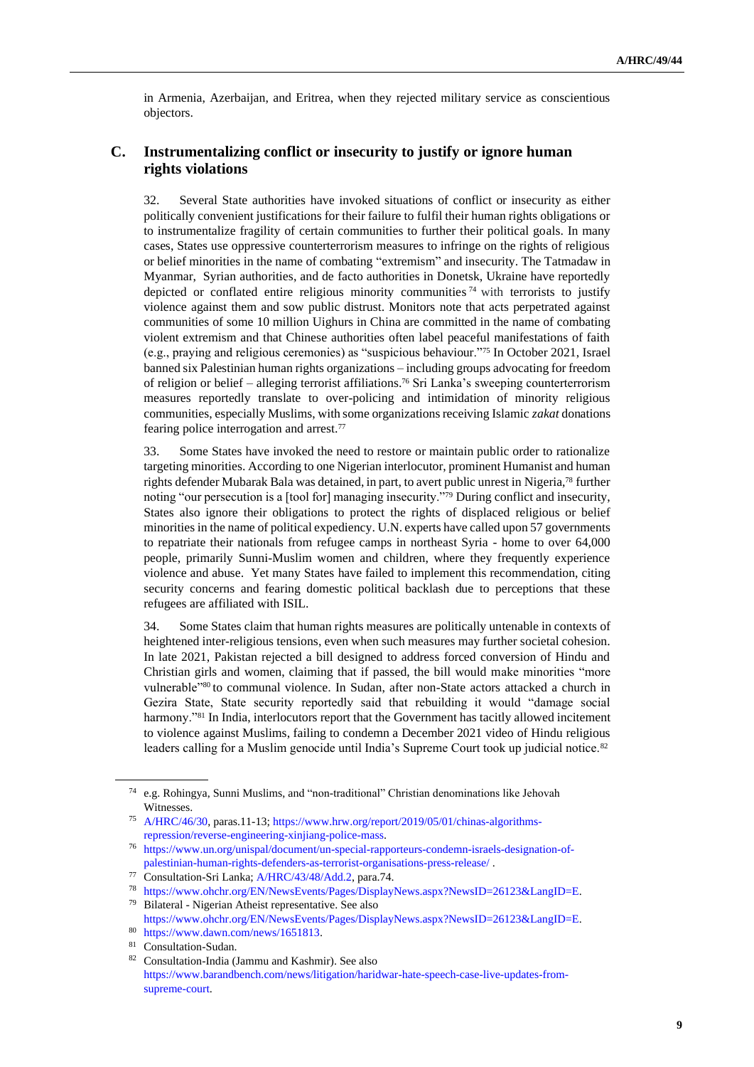in Armenia, Azerbaijan, and Eritrea, when they rejected military service as conscientious objectors.

## C. Instrumentalizing conflict or insecurity to justify or ignore human rights violations

32. Several State authorities have invoked situations of conflict or insecurity as either politically convenient justifications for their failure to fulfil their human rights obligations or to instrumentalize fragility of certain communities to further their political goals. In many cases, States use oppressive counterterrorism measures to infringe on the rights of religious or belief minorities in the name of combating "extremism" and insecurity. The Tatmadaw in Myanmar, Syrian authorities, and de facto authorities in Donetsk, Ukraine have reportedly depicted or conflated entire religious minority communities[74] with terrorists to justify violence against them and sow public distrust. Monitors note that acts perpetrated against communities of some 10 million Uighurs in China are committed in the name of combating violent extremism and that Chinese authorities often label peaceful manifestations of faith (e.g., praying and religious ceremonies) as "suspicious behaviour."[75] In October 2021, Israel banned six Palestinian human rights organizations – including groups advocating for freedom of religion or belief – alleging terrorist affiliations.[76] Sri Lanka's sweeping counterterrorism measures reportedly translate to over-policing and intimidation of minority religious communities, especially Muslims, with some organizations receiving Islamic *zakat* donations fearing police interrogation and arrest.[77]

33. Some States have invoked the need to restore or maintain public order to rationalize targeting minorities. According to one Nigerian interlocutor, prominent Humanist and human rights defender Mubarak Bala was detained, in part, to avert public unrest in Nigeria,[78] further noting "our persecution is a [tool for] managing insecurity."[79] During conflict and insecurity, States also ignore their obligations to protect the rights of displaced religious or belief minorities in the name of political expediency. U.N. experts have called upon 57 governments to repatriate their nationals from refugee camps in northeast Syria - home to over 64,000 people, primarily Sunni-Muslim women and children, where they frequently experience violence and abuse. Yet many States have failed to implement this recommendation, citing security concerns and fearing domestic political backlash due to perceptions that these refugees are affiliated with ISIL.

34. Some States claim that human rights measures are politically untenable in contexts of heightened inter-religious tensions, even when such measures may further societal cohesion. In late 2021, Pakistan rejected a bill designed to address forced conversion of Hindu and Christian girls and women, claiming that if passed, the bill would make minorities "more vulnerable"[80] to communal violence. In Sudan, after non-State actors attacked a church in Gezira State, State security reportedly said that rebuilding it would "damage social harmony."[81] In India, interlocutors report that the Government has tacitly allowed incitement to violence against Muslims, failing to condemn a December 2021 video of Hindu religious leaders calling for a Muslim genocide until India's Supreme Court took up judicial notice.[82]

---

[74] e.g. Rohingya, Sunni Muslims, and "non-traditional" Christian denominations like Jehovah Witnesses.

[75] A/HRC/46/30, paras.11-13; https://www.hrw.org/report/2019/05/01/chinas-algorithms-repression/reverse-engineering-xinjiang-police-mass.

[76] https://www.un.org/unispal/document/un-special-rapporteurs-condemn-israels-designation-of-palestinian-human-rights-defenders-as-terrorist-organisations-press-release/ .

[77] Consultation-Sri Lanka; A/HRC/43/48/Add.2, para.74.

[78] https://www.ohchr.org/EN/NewsEvents/Pages/DisplayNews.aspx?NewsID=26123&LangID=E.

[79] Bilateral - Nigerian Atheist representative. See also https://www.ohchr.org/EN/NewsEvents/Pages/DisplayNews.aspx?NewsID=26123&LangID=E.

[80] https://www.dawn.com/news/1651813.

[81] Consultation-Sudan.

[82] Consultation-India (Jammu and Kashmir). See also https://www.barandbench.com/news/litigation/haridwar-hate-speech-case-live-updates-from-supreme-court.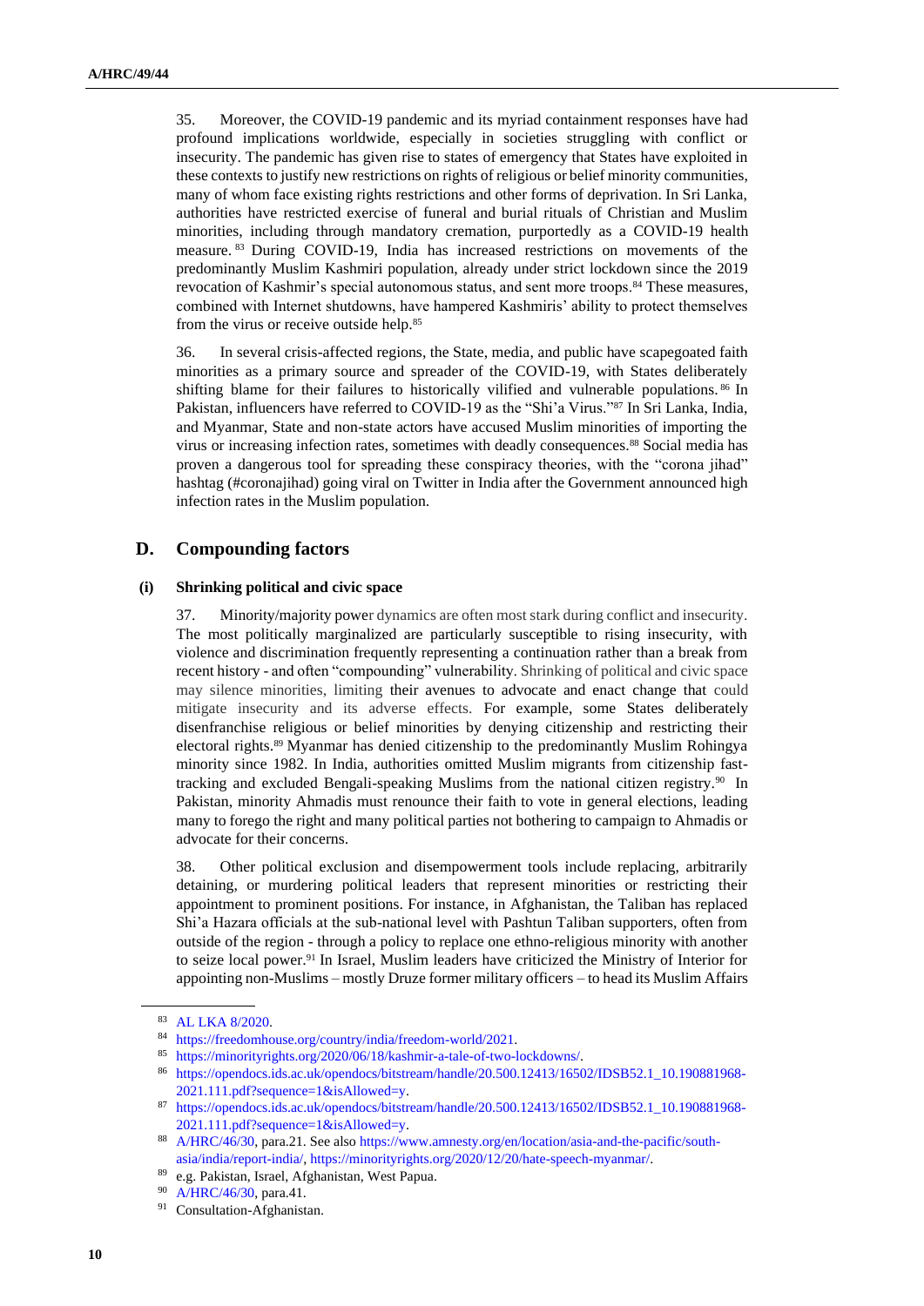35. Moreover, the COVID-19 pandemic and its myriad containment responses have had profound implications worldwide, especially in societies struggling with conflict or insecurity. The pandemic has given rise to states of emergency that States have exploited in these contexts to justify new restrictions on rights of religious or belief minority communities, many of whom face existing rights restrictions and other forms of deprivation. In Sri Lanka, authorities have restricted exercise of funeral and burial rituals of Christian and Muslim minorities, including through mandatory cremation, purportedly as a COVID-19 health measure.[83] During COVID-19, India has increased restrictions on movements of the predominantly Muslim Kashmiri population, already under strict lockdown since the 2019 revocation of Kashmir's special autonomous status, and sent more troops.[84] These measures, combined with Internet shutdowns, have hampered Kashmiris' ability to protect themselves from the virus or receive outside help.[85]

36. In several crisis-affected regions, the State, media, and public have scapegoated faith minorities as a primary source and spreader of the COVID-19, with States deliberately shifting blame for their failures to historically vilified and vulnerable populations.[86] In Pakistan, influencers have referred to COVID-19 as the "Shi'a Virus."[87] In Sri Lanka, India, and Myanmar, State and non-state actors have accused Muslim minorities of importing the virus or increasing infection rates, sometimes with deadly consequences.[88] Social media has proven a dangerous tool for spreading these conspiracy theories, with the "corona jihad" hashtag (#coronajihad) going viral on Twitter in India after the Government announced high infection rates in the Muslim population.

## D. Compounding factors

### (i) Shrinking political and civic space

37. Minority/majority power dynamics are often most stark during conflict and insecurity. The most politically marginalized are particularly susceptible to rising insecurity, with violence and discrimination frequently representing a continuation rather than a break from recent history - and often "compounding" vulnerability. Shrinking of political and civic space may silence minorities, limiting their avenues to advocate and enact change that could mitigate insecurity and its adverse effects. For example, some States deliberately disenfranchise religious or belief minorities by denying citizenship and restricting their electoral rights.[89] Myanmar has denied citizenship to the predominantly Muslim Rohingya minority since 1982. In India, authorities omitted Muslim migrants from citizenship fast-tracking and excluded Bengali-speaking Muslims from the national citizen registry.[90] In Pakistan, minority Ahmadis must renounce their faith to vote in general elections, leading many to forego the right and many political parties not bothering to campaign to Ahmadis or advocate for their concerns.

38. Other political exclusion and disempowerment tools include replacing, arbitrarily detaining, or murdering political leaders that represent minorities or restricting their appointment to prominent positions. For instance, in Afghanistan, the Taliban has replaced Shi'a Hazara officials at the sub-national level with Pashtun Taliban supporters, often from outside of the region - through a policy to replace one ethno-religious minority with another to seize local power.[91] In Israel, Muslim leaders have criticized the Ministry of Interior for appointing non-Muslims – mostly Druze former military officers – to head its Muslim Affairs

---

[83] AL LKA 8/2020.

[84] https://freedomhouse.org/country/india/freedom-world/2021.

[85] https://minorityrights.org/2020/06/18/kashmir-a-tale-of-two-lockdowns/.

[86] https://opendocs.ids.ac.uk/opendocs/bitstream/handle/20.500.12413/16502/IDSB52.1_10.190881968-2021.111.pdf?sequence=1&isAllowed=y.

[87] https://opendocs.ids.ac.uk/opendocs/bitstream/handle/20.500.12413/16502/IDSB52.1_10.190881968-2021.111.pdf?sequence=1&isAllowed=y.

[88] A/HRC/46/30, para.21. See also https://www.amnesty.org/en/location/asia-and-the-pacific/south-asia/india/report-india/, https://minorityrights.org/2020/12/20/hate-speech-myanmar/.

[89] e.g. Pakistan, Israel, Afghanistan, West Papua.

[90] A/HRC/46/30, para.41.

[91] Consultation-Afghanistan.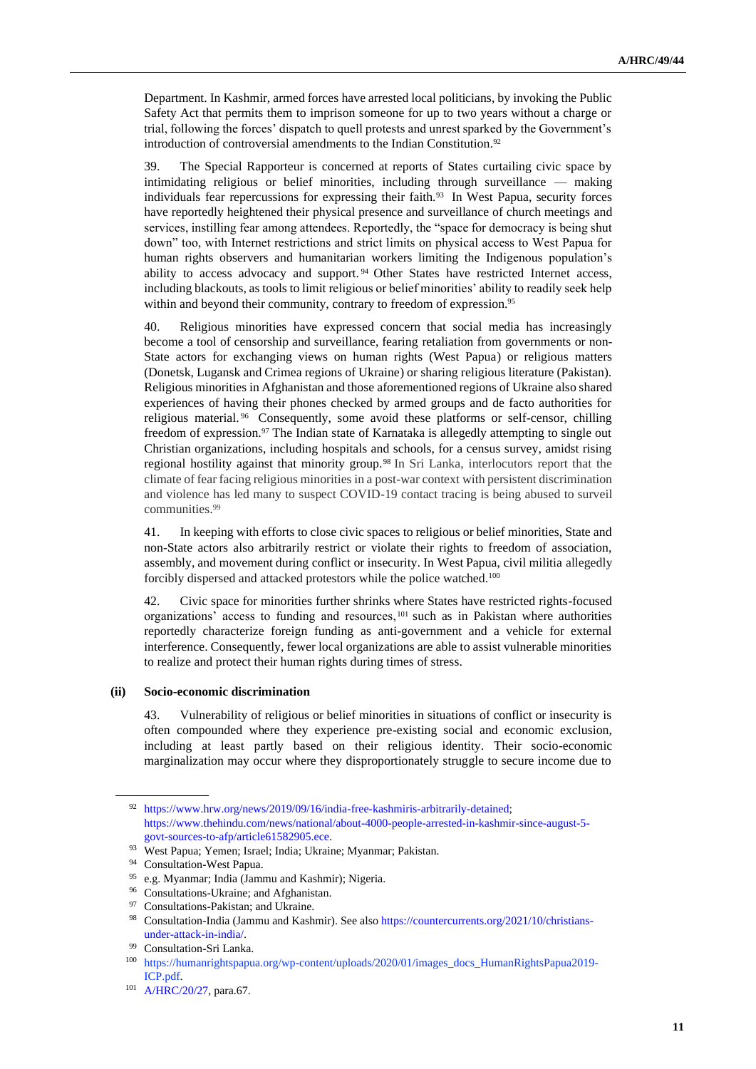Department. In Kashmir, armed forces have arrested local politicians, by invoking the Public Safety Act that permits them to imprison someone for up to two years without a charge or trial, following the forces' dispatch to quell protests and unrest sparked by the Government's introduction of controversial amendments to the Indian Constitution.[92]

39. The Special Rapporteur is concerned at reports of States curtailing civic space by intimidating religious or belief minorities, including through surveillance — making individuals fear repercussions for expressing their faith.[93] In West Papua, security forces have reportedly heightened their physical presence and surveillance of church meetings and services, instilling fear among attendees. Reportedly, the "space for democracy is being shut down" too, with Internet restrictions and strict limits on physical access to West Papua for human rights observers and humanitarian workers limiting the Indigenous population's ability to access advocacy and support.[94] Other States have restricted Internet access, including blackouts, as tools to limit religious or belief minorities' ability to readily seek help within and beyond their community, contrary to freedom of expression.[95]

40. Religious minorities have expressed concern that social media has increasingly become a tool of censorship and surveillance, fearing retaliation from governments or non-State actors for exchanging views on human rights (West Papua) or religious matters (Donetsk, Lugansk and Crimea regions of Ukraine) or sharing religious literature (Pakistan). Religious minorities in Afghanistan and those aforementioned regions of Ukraine also shared experiences of having their phones checked by armed groups and de facto authorities for religious material.[96] Consequently, some avoid these platforms or self-censor, chilling freedom of expression.[97] The Indian state of Karnataka is allegedly attempting to single out Christian organizations, including hospitals and schools, for a census survey, amidst rising regional hostility against that minority group.[98] In Sri Lanka, interlocutors report that the climate of fear facing religious minorities in a post-war context with persistent discrimination and violence has led many to suspect COVID-19 contact tracing is being abused to surveil communities.[99]

41. In keeping with efforts to close civic spaces to religious or belief minorities, State and non-State actors also arbitrarily restrict or violate their rights to freedom of association, assembly, and movement during conflict or insecurity. In West Papua, civil militia allegedly forcibly dispersed and attacked protestors while the police watched.[100]

42. Civic space for minorities further shrinks where States have restricted rights-focused organizations' access to funding and resources,[101] such as in Pakistan where authorities reportedly characterize foreign funding as anti-government and a vehicle for external interference. Consequently, fewer local organizations are able to assist vulnerable minorities to realize and protect their human rights during times of stress.

### (ii) Socio-economic discrimination

43. Vulnerability of religious or belief minorities in situations of conflict or insecurity is often compounded where they experience pre-existing social and economic exclusion, including at least partly based on their religious identity. Their socio-economic marginalization may occur where they disproportionately struggle to secure income due to

---

[92] https://www.hrw.org/news/2019/09/16/india-free-kashmiris-arbitrarily-detained; https://www.thehindu.com/news/national/about-4000-people-arrested-in-kashmir-since-august-5-govt-sources-to-afp/article61582905.ece.

[93] West Papua; Yemen; Israel; India; Ukraine; Myanmar; Pakistan.

[94] Consultation-West Papua.

[95] e.g. Myanmar; India (Jammu and Kashmir); Nigeria.

[96] Consultations-Ukraine; and Afghanistan.

[97] Consultations-Pakistan; and Ukraine.

[98] Consultation-India (Jammu and Kashmir). See also https://countercurrents.org/2021/10/christians-under-attack-in-india/.

[99] Consultation-Sri Lanka.

[100] https://humanrightspapua.org/wp-content/uploads/2020/01/images_docs_HumanRightsPapua2019-ICP.pdf.

[101] A/HRC/20/27, para.67.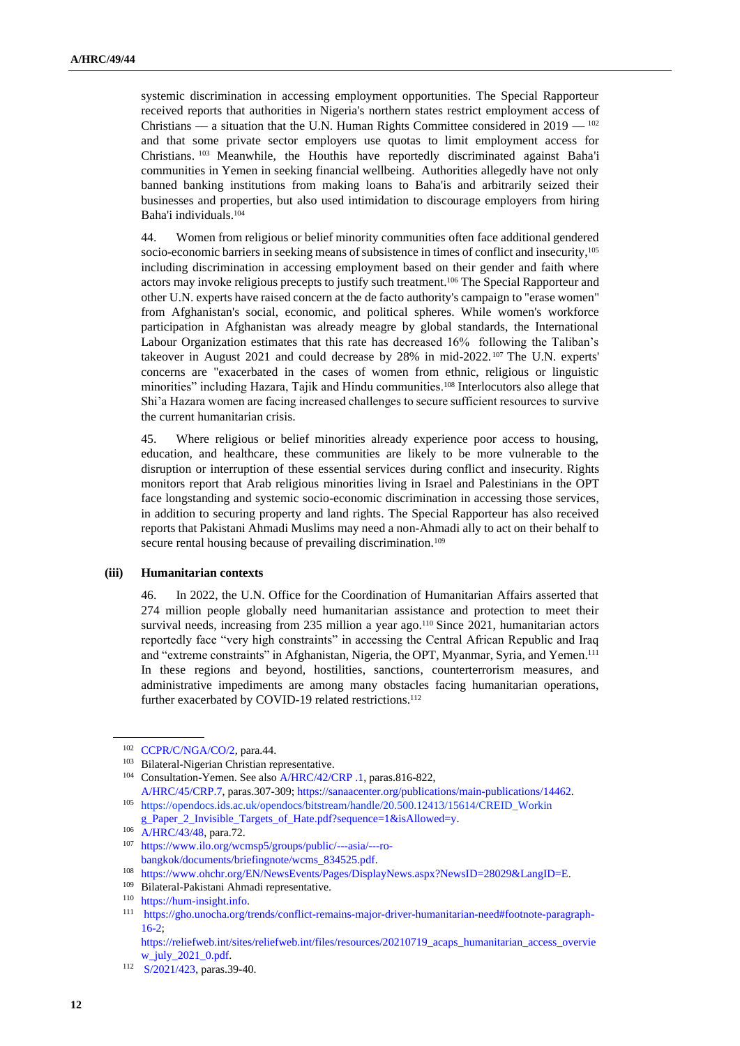systemic discrimination in accessing employment opportunities. The Special Rapporteur received reports that authorities in Nigeria's northern states restrict employment access of Christians — a situation that the U.N. Human Rights Committee considered in 2019 — [102] and that some private sector employers use quotas to limit employment access for Christians. [103] Meanwhile, the Houthis have reportedly discriminated against Baha'i communities in Yemen in seeking financial wellbeing. Authorities allegedly have not only banned banking institutions from making loans to Baha'is and arbitrarily seized their businesses and properties, but also used intimidation to discourage employers from hiring Baha'i individuals.[104]

44. Women from religious or belief minority communities often face additional gendered socio-economic barriers in seeking means of subsistence in times of conflict and insecurity,[105] including discrimination in accessing employment based on their gender and faith where actors may invoke religious precepts to justify such treatment.[106] The Special Rapporteur and other U.N. experts have raised concern at the de facto authority's campaign to "erase women" from Afghanistan's social, economic, and political spheres. While women's workforce participation in Afghanistan was already meagre by global standards, the International Labour Organization estimates that this rate has decreased 16% following the Taliban's takeover in August 2021 and could decrease by 28% in mid-2022.[107] The U.N. experts' concerns are "exacerbated in the cases of women from ethnic, religious or linguistic minorities" including Hazara, Tajik and Hindu communities.[108] Interlocutors also allege that Shi'a Hazara women are facing increased challenges to secure sufficient resources to survive the current humanitarian crisis.

45. Where religious or belief minorities already experience poor access to housing, education, and healthcare, these communities are likely to be more vulnerable to the disruption or interruption of these essential services during conflict and insecurity. Rights monitors report that Arab religious minorities living in Israel and Palestinians in the OPT face longstanding and systemic socio-economic discrimination in accessing those services, in addition to securing property and land rights. The Special Rapporteur has also received reports that Pakistani Ahmadi Muslims may need a non-Ahmadi ally to act on their behalf to secure rental housing because of prevailing discrimination.[109]

**(iii) Humanitarian contexts**

46. In 2022, the U.N. Office for the Coordination of Humanitarian Affairs asserted that 274 million people globally need humanitarian assistance and protection to meet their survival needs, increasing from 235 million a year ago.[110] Since 2021, humanitarian actors reportedly face "very high constraints" in accessing the Central African Republic and Iraq and "extreme constraints" in Afghanistan, Nigeria, the OPT, Myanmar, Syria, and Yemen.[111] In these regions and beyond, hostilities, sanctions, counterterrorism measures, and administrative impediments are among many obstacles facing humanitarian operations, further exacerbated by COVID-19 related restrictions.[112]

---

[102] CCPR/C/NGA/CO/2, para.44.

[103] Bilateral-Nigerian Christian representative.

[104] Consultation-Yemen. See also A/HRC/42/CRP .1, paras.816-822, A/HRC/45/CRP.7, paras.307-309; https://sanaacenter.org/publications/main-publications/14462.

[105] https://opendocs.ids.ac.uk/opendocs/bitstream/handle/20.500.12413/15614/CREID_Working_Paper_2_Invisible_Targets_of_Hate.pdf?sequence=1&isAllowed=y.

[106] A/HRC/43/48, para.72.

[107] https://www.ilo.org/wcmsp5/groups/public/---asia/---ro-bangkok/documents/briefingnote/wcms_834525.pdf.

[108] https://www.ohchr.org/EN/NewsEvents/Pages/DisplayNews.aspx?NewsID=28029&LangID=E.

[109] Bilateral-Pakistani Ahmadi representative.

[110] https://hum-insight.info.

[111] https://gho.unocha.org/trends/conflict-remains-major-driver-humanitarian-need#footnote-paragraph-16-2; https://reliefweb.int/sites/reliefweb.int/files/resources/20210719_acaps_humanitarian_access_overview_july_2021_0.pdf.

[112] S/2021/423, paras.39-40.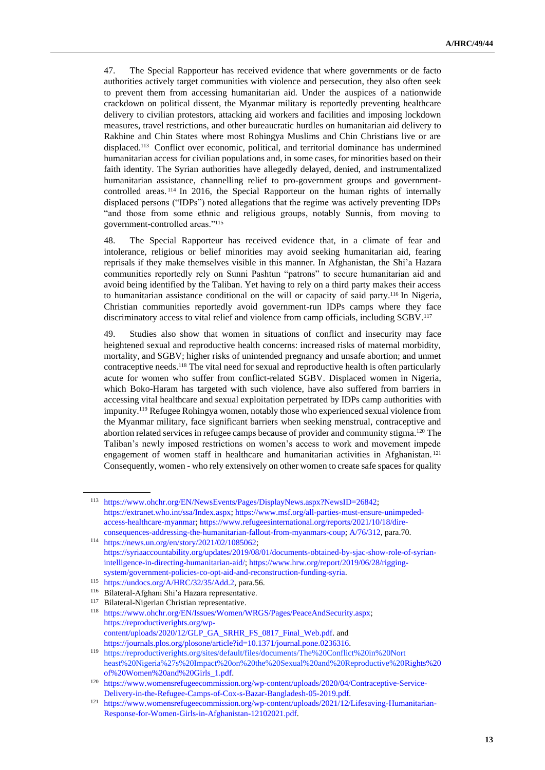47. The Special Rapporteur has received evidence that where governments or de facto authorities actively target communities with violence and persecution, they also often seek to prevent them from accessing humanitarian aid. Under the auspices of a nationwide crackdown on political dissent, the Myanmar military is reportedly preventing healthcare delivery to civilian protestors, attacking aid workers and facilities and imposing lockdown measures, travel restrictions, and other bureaucratic hurdles on humanitarian aid delivery to Rakhine and Chin States where most Rohingya Muslims and Chin Christians live or are displaced.[113] Conflict over economic, political, and territorial dominance has undermined humanitarian access for civilian populations and, in some cases, for minorities based on their faith identity. The Syrian authorities have allegedly delayed, denied, and instrumentalized humanitarian assistance, channelling relief to pro-government groups and government-controlled areas.[114] In 2016, the Special Rapporteur on the human rights of internally displaced persons ("IDPs") noted allegations that the regime was actively preventing IDPs "and those from some ethnic and religious groups, notably Sunnis, from moving to government-controlled areas."[115]

48. The Special Rapporteur has received evidence that, in a climate of fear and intolerance, religious or belief minorities may avoid seeking humanitarian aid, fearing reprisals if they make themselves visible in this manner. In Afghanistan, the Shi'a Hazara communities reportedly rely on Sunni Pashtun "patrons" to secure humanitarian aid and avoid being identified by the Taliban. Yet having to rely on a third party makes their access to humanitarian assistance conditional on the will or capacity of said party.[116] In Nigeria, Christian communities reportedly avoid government-run IDPs camps where they face discriminatory access to vital relief and violence from camp officials, including SGBV.[117]

49. Studies also show that women in situations of conflict and insecurity may face heightened sexual and reproductive health concerns: increased risks of maternal morbidity, mortality, and SGBV; higher risks of unintended pregnancy and unsafe abortion; and unmet contraceptive needs.[118] The vital need for sexual and reproductive health is often particularly acute for women who suffer from conflict-related SGBV. Displaced women in Nigeria, which Boko-Haram has targeted with such violence, have also suffered from barriers in accessing vital healthcare and sexual exploitation perpetrated by IDPs camp authorities with impunity.[119] Refugee Rohingya women, notably those who experienced sexual violence from the Myanmar military, face significant barriers when seeking menstrual, contraceptive and abortion related services in refugee camps because of provider and community stigma.[120] The Taliban's newly imposed restrictions on women's access to work and movement impede engagement of women staff in healthcare and humanitarian activities in Afghanistan.[121] Consequently, women - who rely extensively on other women to create safe spaces for quality

---

[113] https://www.ohchr.org/EN/NewsEvents/Pages/DisplayNews.aspx?NewsID=26842; https://extranet.who.int/ssa/Index.aspx; https://www.msf.org/all-parties-must-ensure-unimpeded-access-healthcare-myanmar; https://www.refugeesinternational.org/reports/2021/10/18/dire-consequences-addressing-the-humanitarian-fallout-from-myanmars-coup; A/76/312, para.70.

[114] https://news.un.org/en/story/2021/02/1085062; https://syriaaccountability.org/updates/2019/08/01/documents-obtained-by-sjac-show-role-of-syrian-intelligence-in-directing-humanitarian-aid/; https://www.hrw.org/report/2019/06/28/rigging-system/government-policies-co-opt-aid-and-reconstruction-funding-syria.

[115] https://undocs.org/A/HRC/32/35/Add.2, para.56.

[116] Bilateral-Afghani Shi'a Hazara representative.

[117] Bilateral-Nigerian Christian representative.

[118] https://www.ohchr.org/EN/Issues/Women/WRGS/Pages/PeaceAndSecurity.aspx; https://reproductiverights.org/wp-content/uploads/2020/12/GLP_GA_SRHR_FS_0817_Final_Web.pdf. and https://journals.plos.org/plosone/article?id=10.1371/journal.pone.0236316.

[119] https://reproductiverights.org/sites/default/files/documents/The%20Conflict%20in%20Northeast%20Nigeria%27s%20Impact%20on%20the%20Sexual%20and%20Reproductive%20Rights%20of%20Women%20and%20Girls_1.pdf.

[120] https://www.womensrefugeecommission.org/wp-content/uploads/2020/04/Contraceptive-Service-Delivery-in-the-Refugee-Camps-of-Cox-s-Bazar-Bangladesh-05-2019.pdf.

[121] https://www.womensrefugeecommission.org/wp-content/uploads/2021/12/Lifesaving-Humanitarian-Response-for-Women-Girls-in-Afghanistan-12102021.pdf.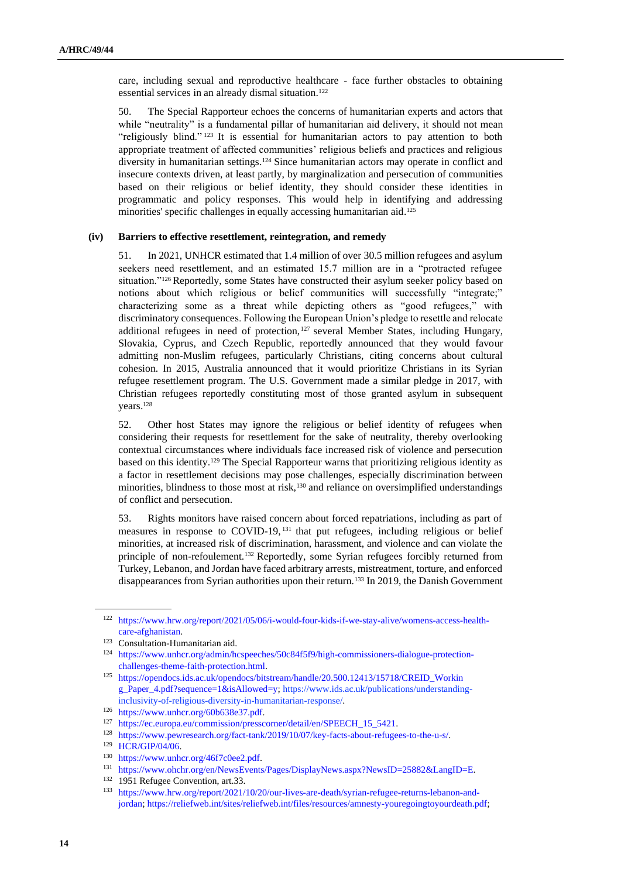care, including sexual and reproductive healthcare - face further obstacles to obtaining essential services in an already dismal situation.[122]

50. The Special Rapporteur echoes the concerns of humanitarian experts and actors that while "neutrality" is a fundamental pillar of humanitarian aid delivery, it should not mean "religiously blind." [123] It is essential for humanitarian actors to pay attention to both appropriate treatment of affected communities' religious beliefs and practices and religious diversity in humanitarian settings.[124] Since humanitarian actors may operate in conflict and insecure contexts driven, at least partly, by marginalization and persecution of communities based on their religious or belief identity, they should consider these identities in programmatic and policy responses. This would help in identifying and addressing minorities' specific challenges in equally accessing humanitarian aid.[125]

### (iv) Barriers to effective resettlement, reintegration, and remedy

51. In 2021, UNHCR estimated that 1.4 million of over 30.5 million refugees and asylum seekers need resettlement, and an estimated 15.7 million are in a "protracted refugee situation."[126] Reportedly, some States have constructed their asylum seeker policy based on notions about which religious or belief communities will successfully "integrate;" characterizing some as a threat while depicting others as "good refugees," with discriminatory consequences. Following the European Union's pledge to resettle and relocate additional refugees in need of protection,[127] several Member States, including Hungary, Slovakia, Cyprus, and Czech Republic, reportedly announced that they would favour admitting non-Muslim refugees, particularly Christians, citing concerns about cultural cohesion. In 2015, Australia announced that it would prioritize Christians in its Syrian refugee resettlement program. The U.S. Government made a similar pledge in 2017, with Christian refugees reportedly constituting most of those granted asylum in subsequent years.[128]

52. Other host States may ignore the religious or belief identity of refugees when considering their requests for resettlement for the sake of neutrality, thereby overlooking contextual circumstances where individuals face increased risk of violence and persecution based on this identity.[129] The Special Rapporteur warns that prioritizing religious identity as a factor in resettlement decisions may pose challenges, especially discrimination between minorities, blindness to those most at risk,[130] and reliance on oversimplified understandings of conflict and persecution.

53. Rights monitors have raised concern about forced repatriations, including as part of measures in response to COVID-19,[131] that put refugees, including religious or belief minorities, at increased risk of discrimination, harassment, and violence and can violate the principle of non-refoulement.[132] Reportedly, some Syrian refugees forcibly returned from Turkey, Lebanon, and Jordan have faced arbitrary arrests, mistreatment, torture, and enforced disappearances from Syrian authorities upon their return.[133] In 2019, the Danish Government

---

[122] https://www.hrw.org/report/2021/05/06/i-would-four-kids-if-we-stay-alive/womens-access-health-care-afghanistan.

[123] Consultation-Humanitarian aid.

[124] https://www.unhcr.org/admin/hcspeeches/50c84f5f9/high-commissioners-dialogue-protection-challenges-theme-faith-protection.html.

[125] https://opendocs.ids.ac.uk/opendocs/bitstream/handle/20.500.12413/15718/CREID_Working_Paper_4.pdf?sequence=1&isAllowed=y; https://www.ids.ac.uk/publications/understanding-inclusivity-of-religious-diversity-in-humanitarian-response/.

[126] https://www.unhcr.org/60b638e37.pdf.

[127] https://ec.europa.eu/commission/presscorner/detail/en/SPEECH_15_5421.

[128] https://www.pewresearch.org/fact-tank/2019/10/07/key-facts-about-refugees-to-the-u-s/.

[129] HCR/GIP/04/06.

[130] https://www.unhcr.org/46f7c0ee2.pdf.

[131] https://www.ohchr.org/en/NewsEvents/Pages/DisplayNews.aspx?NewsID=25882&LangID=E.

[132] 1951 Refugee Convention, art.33.

[133] https://www.hrw.org/report/2021/10/20/our-lives-are-death/syrian-refugee-returns-lebanon-and-jordan; https://reliefweb.int/sites/reliefweb.int/files/resources/amnesty-youregoingtoyourdeath.pdf;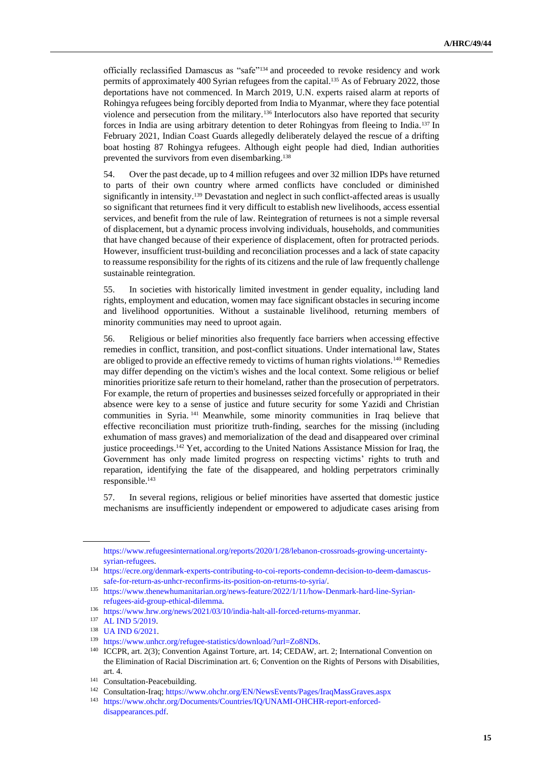officially reclassified Damascus as "safe"[134] and proceeded to revoke residency and work permits of approximately 400 Syrian refugees from the capital.[135] As of February 2022, those deportations have not commenced. In March 2019, U.N. experts raised alarm at reports of Rohingya refugees being forcibly deported from India to Myanmar, where they face potential violence and persecution from the military.[136] Interlocutors also have reported that security forces in India are using arbitrary detention to deter Rohingyas from fleeing to India.[137] In February 2021, Indian Coast Guards allegedly deliberately delayed the rescue of a drifting boat hosting 87 Rohingya refugees. Although eight people had died, Indian authorities prevented the survivors from even disembarking.[138]

54. Over the past decade, up to 4 million refugees and over 32 million IDPs have returned to parts of their own country where armed conflicts have concluded or diminished significantly in intensity.[139] Devastation and neglect in such conflict-affected areas is usually so significant that returnees find it very difficult to establish new livelihoods, access essential services, and benefit from the rule of law. Reintegration of returnees is not a simple reversal of displacement, but a dynamic process involving individuals, households, and communities that have changed because of their experience of displacement, often for protracted periods. However, insufficient trust-building and reconciliation processes and a lack of state capacity to reassume responsibility for the rights of its citizens and the rule of law frequently challenge sustainable reintegration.

55. In societies with historically limited investment in gender equality, including land rights, employment and education, women may face significant obstacles in securing income and livelihood opportunities. Without a sustainable livelihood, returning members of minority communities may need to uproot again.

56. Religious or belief minorities also frequently face barriers when accessing effective remedies in conflict, transition, and post-conflict situations. Under international law, States are obliged to provide an effective remedy to victims of human rights violations.[140] Remedies may differ depending on the victim's wishes and the local context. Some religious or belief minorities prioritize safe return to their homeland, rather than the prosecution of perpetrators. For example, the return of properties and businesses seized forcefully or appropriated in their absence were key to a sense of justice and future security for some Yazidi and Christian communities in Syria.[141] Meanwhile, some minority communities in Iraq believe that effective reconciliation must prioritize truth-finding, searches for the missing (including exhumation of mass graves) and memorialization of the dead and disappeared over criminal justice proceedings.[142] Yet, according to the United Nations Assistance Mission for Iraq, the Government has only made limited progress on respecting victims' rights to truth and reparation, identifying the fate of the disappeared, and holding perpetrators criminally responsible.[143]

57. In several regions, religious or belief minorities have asserted that domestic justice mechanisms are insufficiently independent or empowered to adjudicate cases arising from

---

https://www.refugeesinternational.org/reports/2020/1/28/lebanon-crossroads-growing-uncertainty-syrian-refugees.

[134] https://ecre.org/denmark-experts-contributing-to-coi-reports-condemn-decision-to-deem-damascus-safe-for-return-as-unhcr-reconfirms-its-position-on-returns-to-syria/.

[135] https://www.thenewhumanitarian.org/news-feature/2022/1/11/how-Denmark-hard-line-Syrian-refugees-aid-group-ethical-dilemma.

[136] https://www.hrw.org/news/2021/03/10/india-halt-all-forced-returns-myanmar.

[137] AL IND 5/2019.

[138] UA IND 6/2021.

[139] https://www.unhcr.org/refugee-statistics/download/?url=Zo8NDs.

[140] ICCPR, art. 2(3); Convention Against Torture, art. 14; CEDAW, art. 2; International Convention on the Elimination of Racial Discrimination art. 6; Convention on the Rights of Persons with Disabilities, art. 4.

[141] Consultation-Peacebuilding.

[142] Consultation-Iraq; https://www.ohchr.org/EN/NewsEvents/Pages/IraqMassGraves.aspx

[143] https://www.ohchr.org/Documents/Countries/IQ/UNAMI-OHCHR-report-enforced-disappearances.pdf.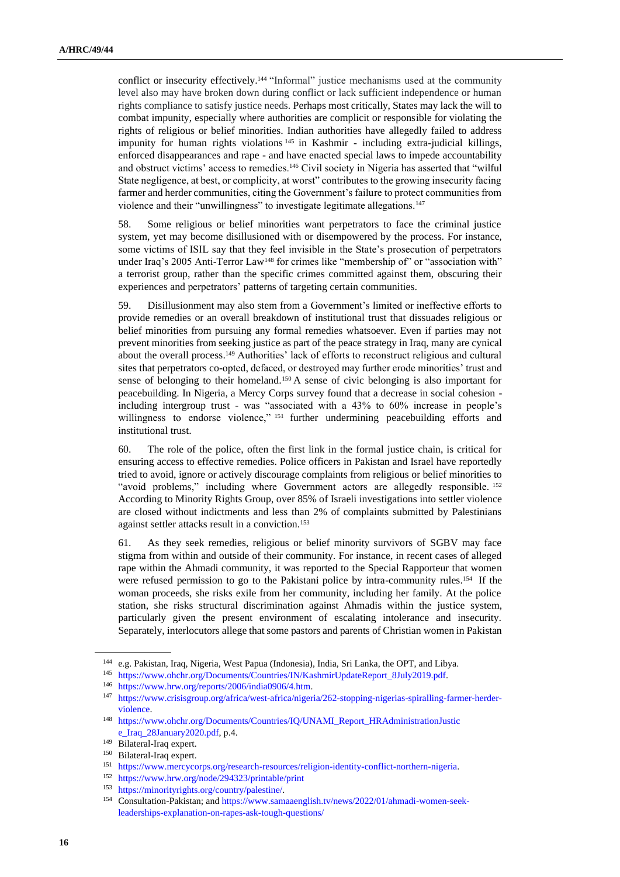conflict or insecurity effectively.[144] "Informal" justice mechanisms used at the community level also may have broken down during conflict or lack sufficient independence or human rights compliance to satisfy justice needs. Perhaps most critically, States may lack the will to combat impunity, especially where authorities are complicit or responsible for violating the rights of religious or belief minorities. Indian authorities have allegedly failed to address impunity for human rights violations[145] in Kashmir - including extra-judicial killings, enforced disappearances and rape - and have enacted special laws to impede accountability and obstruct victims' access to remedies.[146] Civil society in Nigeria has asserted that "wilful State negligence, at best, or complicity, at worst" contributes to the growing insecurity facing farmer and herder communities, citing the Government's failure to protect communities from violence and their "unwillingness" to investigate legitimate allegations.[147]

58. Some religious or belief minorities want perpetrators to face the criminal justice system, yet may become disillusioned with or disempowered by the process. For instance, some victims of ISIL say that they feel invisible in the State's prosecution of perpetrators under Iraq's 2005 Anti-Terror Law[148] for crimes like "membership of" or "association with" a terrorist group, rather than the specific crimes committed against them, obscuring their experiences and perpetrators' patterns of targeting certain communities.

59. Disillusionment may also stem from a Government's limited or ineffective efforts to provide remedies or an overall breakdown of institutional trust that dissuades religious or belief minorities from pursuing any formal remedies whatsoever. Even if parties may not prevent minorities from seeking justice as part of the peace strategy in Iraq, many are cynical about the overall process.[149] Authorities' lack of efforts to reconstruct religious and cultural sites that perpetrators co-opted, defaced, or destroyed may further erode minorities' trust and sense of belonging to their homeland.[150] A sense of civic belonging is also important for peacebuilding. In Nigeria, a Mercy Corps survey found that a decrease in social cohesion - including intergroup trust - was "associated with a 43% to 60% increase in people's willingness to endorse violence,"[151] further undermining peacebuilding efforts and institutional trust.

60. The role of the police, often the first link in the formal justice chain, is critical for ensuring access to effective remedies. Police officers in Pakistan and Israel have reportedly tried to avoid, ignore or actively discourage complaints from religious or belief minorities to "avoid problems," including where Government actors are allegedly responsible.[152] According to Minority Rights Group, over 85% of Israeli investigations into settler violence are closed without indictments and less than 2% of complaints submitted by Palestinians against settler attacks result in a conviction.[153]

61. As they seek remedies, religious or belief minority survivors of SGBV may face stigma from within and outside of their community. For instance, in recent cases of alleged rape within the Ahmadi community, it was reported to the Special Rapporteur that women were refused permission to go to the Pakistani police by intra-community rules.[154] If the woman proceeds, she risks exile from her community, including her family. At the police station, she risks structural discrimination against Ahmadis within the justice system, particularly given the present environment of escalating intolerance and insecurity. Separately, interlocutors allege that some pastors and parents of Christian women in Pakistan

---

[144] e.g. Pakistan, Iraq, Nigeria, West Papua (Indonesia), India, Sri Lanka, the OPT, and Libya.

[145] https://www.ohchr.org/Documents/Countries/IN/KashmirUpdateReport_8July2019.pdf.

[146] https://www.hrw.org/reports/2006/india0906/4.htm.

[147] https://www.crisisgroup.org/africa/west-africa/nigeria/262-stopping-nigerias-spiralling-farmer-herder-violence.

[148] https://www.ohchr.org/Documents/Countries/IQ/UNAMI_Report_HRAdministrationJustice_Iraq_28January2020.pdf, p.4.

[149] Bilateral-Iraq expert.

[150] Bilateral-Iraq expert.

[151] https://www.mercycorps.org/research-resources/religion-identity-conflict-northern-nigeria.

[152] https://www.hrw.org/node/294323/printable/print

[153] https://minorityrights.org/country/palestine/.

[154] Consultation-Pakistan; and https://www.samaaenglish.tv/news/2022/01/ahmadi-women-seek-leaderships-explanation-on-rapes-ask-tough-questions/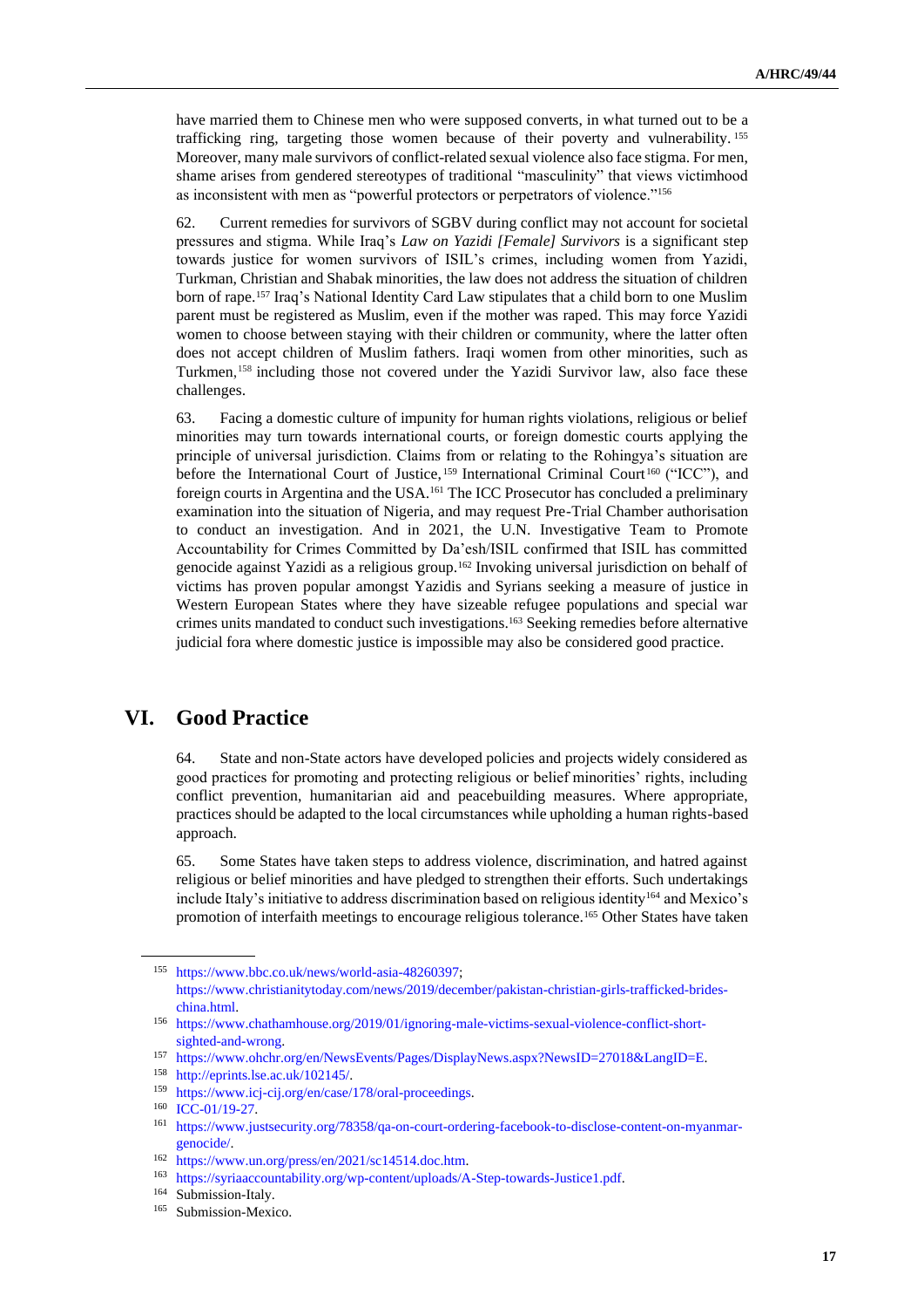have married them to Chinese men who were supposed converts, in what turned out to be a trafficking ring, targeting those women because of their poverty and vulnerability.[155] Moreover, many male survivors of conflict-related sexual violence also face stigma. For men, shame arises from gendered stereotypes of traditional "masculinity" that views victimhood as inconsistent with men as "powerful protectors or perpetrators of violence."[156]

62. Current remedies for survivors of SGBV during conflict may not account for societal pressures and stigma. While Iraq's *Law on Yazidi [Female] Survivors* is a significant step towards justice for women survivors of ISIL's crimes, including women from Yazidi, Turkman, Christian and Shabak minorities, the law does not address the situation of children born of rape.[157] Iraq's National Identity Card Law stipulates that a child born to one Muslim parent must be registered as Muslim, even if the mother was raped. This may force Yazidi women to choose between staying with their children or community, where the latter often does not accept children of Muslim fathers. Iraqi women from other minorities, such as Turkmen,[158] including those not covered under the Yazidi Survivor law, also face these challenges.

63. Facing a domestic culture of impunity for human rights violations, religious or belief minorities may turn towards international courts, or foreign domestic courts applying the principle of universal jurisdiction. Claims from or relating to the Rohingya's situation are before the International Court of Justice,[159] International Criminal Court[160] ("ICC"), and foreign courts in Argentina and the USA.[161] The ICC Prosecutor has concluded a preliminary examination into the situation of Nigeria, and may request Pre-Trial Chamber authorisation to conduct an investigation. And in 2021, the U.N. Investigative Team to Promote Accountability for Crimes Committed by Da'esh/ISIL confirmed that ISIL has committed genocide against Yazidi as a religious group.[162] Invoking universal jurisdiction on behalf of victims has proven popular amongst Yazidis and Syrians seeking a measure of justice in Western European States where they have sizeable refugee populations and special war crimes units mandated to conduct such investigations.[163] Seeking remedies before alternative judicial fora where domestic justice is impossible may also be considered good practice.

# VI. Good Practice

64. State and non-State actors have developed policies and projects widely considered as good practices for promoting and protecting religious or belief minorities' rights, including conflict prevention, humanitarian aid and peacebuilding measures. Where appropriate, practices should be adapted to the local circumstances while upholding a human rights-based approach.

65. Some States have taken steps to address violence, discrimination, and hatred against religious or belief minorities and have pledged to strengthen their efforts. Such undertakings include Italy's initiative to address discrimination based on religious identity[164] and Mexico's promotion of interfaith meetings to encourage religious tolerance.[165] Other States have taken

---

[155] https://www.bbc.co.uk/news/world-asia-48260397; https://www.christianitytoday.com/news/2019/december/pakistan-christian-girls-trafficked-brides-china.html.

[156] https://www.chathamhouse.org/2019/01/ignoring-male-victims-sexual-violence-conflict-short-sighted-and-wrong.

[157] https://www.ohchr.org/en/NewsEvents/Pages/DisplayNews.aspx?NewsID=27018&LangID=E.

[158] http://eprints.lse.ac.uk/102145/.

[159] https://www.icj-cij.org/en/case/178/oral-proceedings.

[160] ICC-01/19-27.

[161] https://www.justsecurity.org/78358/qa-on-court-ordering-facebook-to-disclose-content-on-myanmar-genocide/.

[162] https://www.un.org/press/en/2021/sc14514.doc.htm.

[163] https://syriaaccountability.org/wp-content/uploads/A-Step-towards-Justice1.pdf.

[164] Submission-Italy.

[165] Submission-Mexico.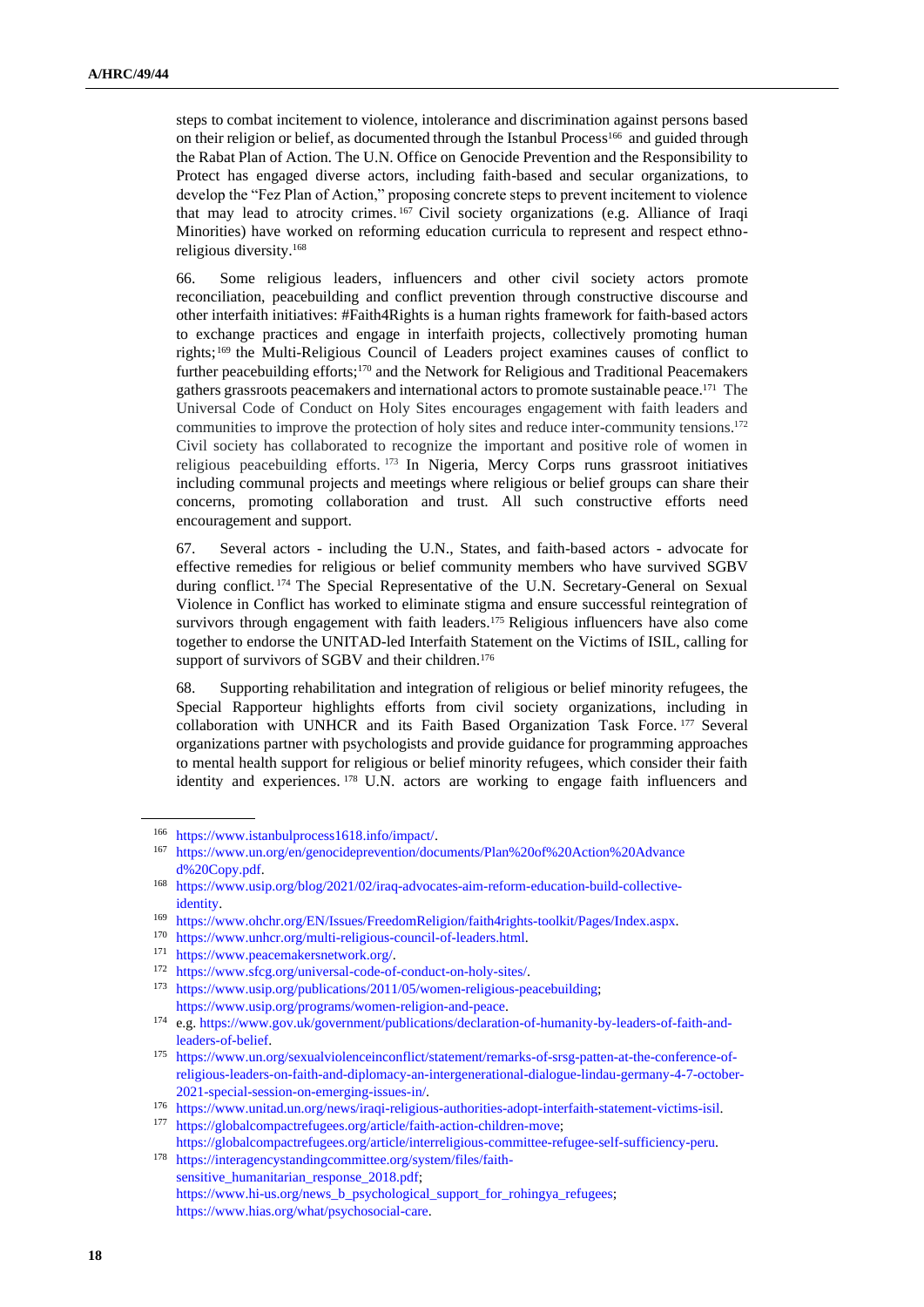steps to combat incitement to violence, intolerance and discrimination against persons based on their religion or belief, as documented through the Istanbul Process[166] and guided through the Rabat Plan of Action. The U.N. Office on Genocide Prevention and the Responsibility to Protect has engaged diverse actors, including faith-based and secular organizations, to develop the "Fez Plan of Action," proposing concrete steps to prevent incitement to violence that may lead to atrocity crimes.[167] Civil society organizations (e.g. Alliance of Iraqi Minorities) have worked on reforming education curricula to represent and respect ethno-religious diversity.[168]

66. Some religious leaders, influencers and other civil society actors promote reconciliation, peacebuilding and conflict prevention through constructive discourse and other interfaith initiatives: #Faith4Rights is a human rights framework for faith-based actors to exchange practices and engage in interfaith projects, collectively promoting human rights;[169] the Multi-Religious Council of Leaders project examines causes of conflict to further peacebuilding efforts;[170] and the Network for Religious and Traditional Peacemakers gathers grassroots peacemakers and international actors to promote sustainable peace.[171] The Universal Code of Conduct on Holy Sites encourages engagement with faith leaders and communities to improve the protection of holy sites and reduce inter-community tensions.[172] Civil society has collaborated to recognize the important and positive role of women in religious peacebuilding efforts.[173] In Nigeria, Mercy Corps runs grassroot initiatives including communal projects and meetings where religious or belief groups can share their concerns, promoting collaboration and trust. All such constructive efforts need encouragement and support.

67. Several actors - including the U.N., States, and faith-based actors - advocate for effective remedies for religious or belief community members who have survived SGBV during conflict.[174] The Special Representative of the U.N. Secretary-General on Sexual Violence in Conflict has worked to eliminate stigma and ensure successful reintegration of survivors through engagement with faith leaders.[175] Religious influencers have also come together to endorse the UNITAD-led Interfaith Statement on the Victims of ISIL, calling for support of survivors of SGBV and their children.[176]

68. Supporting rehabilitation and integration of religious or belief minority refugees, the Special Rapporteur highlights efforts from civil society organizations, including in collaboration with UNHCR and its Faith Based Organization Task Force.[177] Several organizations partner with psychologists and provide guidance for programming approaches to mental health support for religious or belief minority refugees, which consider their faith identity and experiences.[178] U.N. actors are working to engage faith influencers and

---

[166] https://www.istanbulprocess1618.info/impact/.

[167] https://www.un.org/en/genocideprevention/documents/Plan%20of%20Action%20Advanced%20Copy.pdf.

[168] https://www.usip.org/blog/2021/02/iraq-advocates-aim-reform-education-build-collective-identity.

[169] https://www.ohchr.org/EN/Issues/FreedomReligion/faith4rights-toolkit/Pages/Index.aspx.

[170] https://www.unhcr.org/multi-religious-council-of-leaders.html.

[171] https://www.peacemakersnetwork.org/.

[172] https://www.sfcg.org/universal-code-of-conduct-on-holy-sites/.

[173] https://www.usip.org/publications/2011/05/women-religious-peacebuilding; https://www.usip.org/programs/women-religion-and-peace.

[174] e.g. https://www.gov.uk/government/publications/declaration-of-humanity-by-leaders-of-faith-and-leaders-of-belief.

[175] https://www.un.org/sexualviolenceinconflict/statement/remarks-of-srsg-patten-at-the-conference-of-religious-leaders-on-faith-and-diplomacy-an-intergenerational-dialogue-lindau-germany-4-7-october-2021-special-session-on-emerging-issues-in/.

[176] https://www.unitad.un.org/news/iraqi-religious-authorities-adopt-interfaith-statement-victims-isil.

[177] https://globalcompactrefugees.org/article/faith-action-children-move; https://globalcompactrefugees.org/article/interreligious-committee-refugee-self-sufficiency-peru.

[178] https://interagencystandingcommittee.org/system/files/faith-sensitive_humanitarian_response_2018.pdf; https://www.hi-us.org/news_b_psychological_support_for_rohingya_refugees; https://www.hias.org/what/psychosocial-care.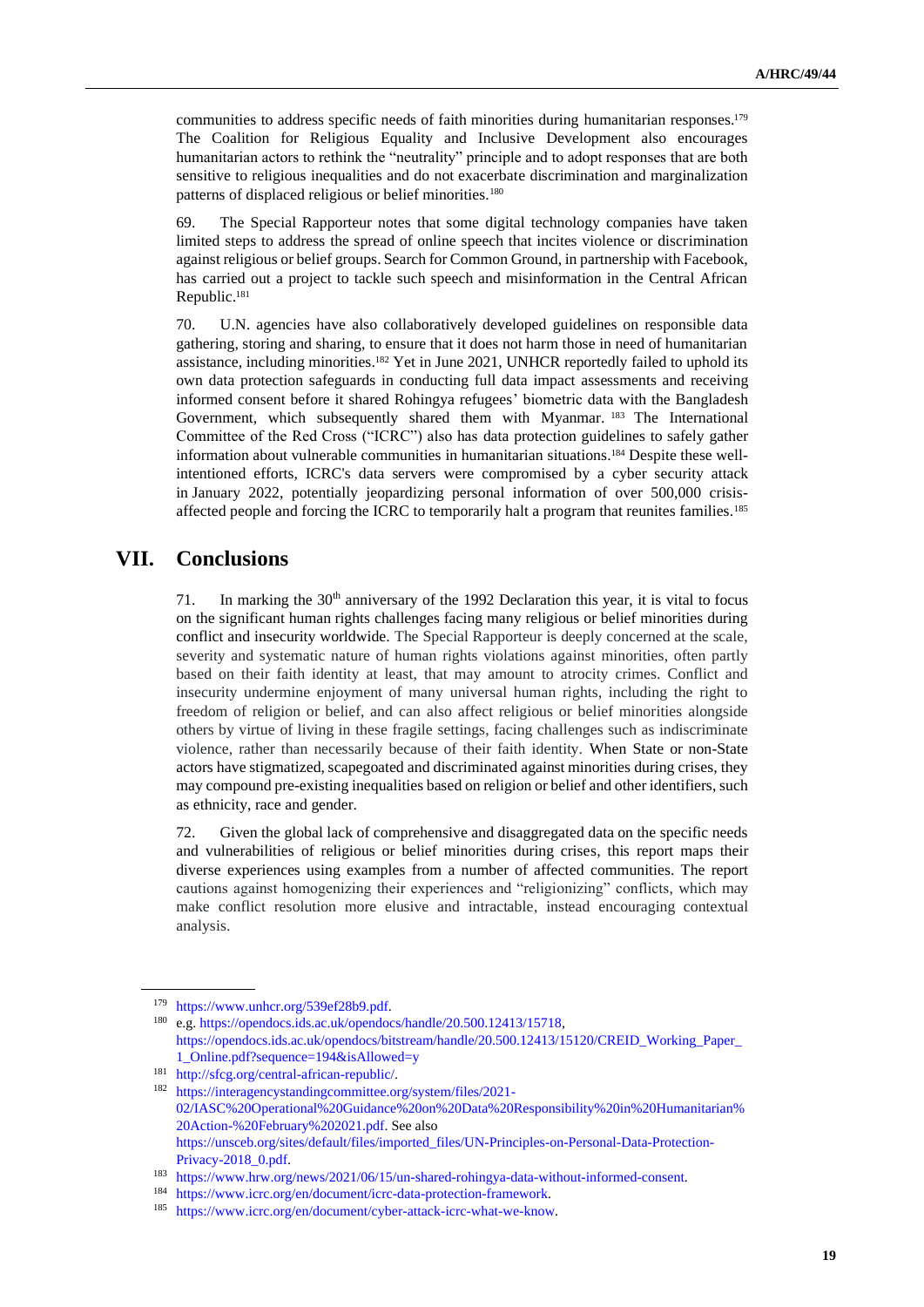communities to address specific needs of faith minorities during humanitarian responses.[179] The Coalition for Religious Equality and Inclusive Development also encourages humanitarian actors to rethink the "neutrality" principle and to adopt responses that are both sensitive to religious inequalities and do not exacerbate discrimination and marginalization patterns of displaced religious or belief minorities.[180]

69. The Special Rapporteur notes that some digital technology companies have taken limited steps to address the spread of online speech that incites violence or discrimination against religious or belief groups. Search for Common Ground, in partnership with Facebook, has carried out a project to tackle such speech and misinformation in the Central African Republic.[181]

70. U.N. agencies have also collaboratively developed guidelines on responsible data gathering, storing and sharing, to ensure that it does not harm those in need of humanitarian assistance, including minorities.[182] Yet in June 2021, UNHCR reportedly failed to uphold its own data protection safeguards in conducting full data impact assessments and receiving informed consent before it shared Rohingya refugees' biometric data with the Bangladesh Government, which subsequently shared them with Myanmar.[183] The International Committee of the Red Cross ("ICRC") also has data protection guidelines to safely gather information about vulnerable communities in humanitarian situations.[184] Despite these well-intentioned efforts, ICRC's data servers were compromised by a cyber security attack in January 2022, potentially jeopardizing personal information of over 500,000 crisis-affected people and forcing the ICRC to temporarily halt a program that reunites families.[185]

# VII. Conclusions

71. In marking the 30th anniversary of the 1992 Declaration this year, it is vital to focus on the significant human rights challenges facing many religious or belief minorities during conflict and insecurity worldwide. The Special Rapporteur is deeply concerned at the scale, severity and systematic nature of human rights violations against minorities, often partly based on their faith identity at least, that may amount to atrocity crimes. Conflict and insecurity undermine enjoyment of many universal human rights, including the right to freedom of religion or belief, and can also affect religious or belief minorities alongside others by virtue of living in these fragile settings, facing challenges such as indiscriminate violence, rather than necessarily because of their faith identity. When State or non-State actors have stigmatized, scapegoated and discriminated against minorities during crises, they may compound pre-existing inequalities based on religion or belief and other identifiers, such as ethnicity, race and gender.

72. Given the global lack of comprehensive and disaggregated data on the specific needs and vulnerabilities of religious or belief minorities during crises, this report maps their diverse experiences using examples from a number of affected communities. The report cautions against homogenizing their experiences and "religionizing" conflicts, which may make conflict resolution more elusive and intractable, instead encouraging contextual analysis.

---

[179] https://www.unhcr.org/539ef28b9.pdf.

[180] e.g. https://opendocs.ids.ac.uk/opendocs/handle/20.500.12413/15718, https://opendocs.ids.ac.uk/opendocs/bitstream/handle/20.500.12413/15120/CREID_Working_Paper_1_Online.pdf?sequence=194&isAllowed=y

[181] http://sfcg.org/central-african-republic/.

[182] https://interagencystandingcommittee.org/system/files/2021-02/IASC%20Operational%20Guidance%20on%20Data%20Responsibility%20in%20Humanitarian%20Action-%20February%202021.pdf. See also https://unsceb.org/sites/default/files/imported_files/UN-Principles-on-Personal-Data-Protection-Privacy-2018_0.pdf.

[183] https://www.hrw.org/news/2021/06/15/un-shared-rohingya-data-without-informed-consent.

[184] https://www.icrc.org/en/document/icrc-data-protection-framework.

[185] https://www.icrc.org/en/document/cyber-attack-icrc-what-we-know.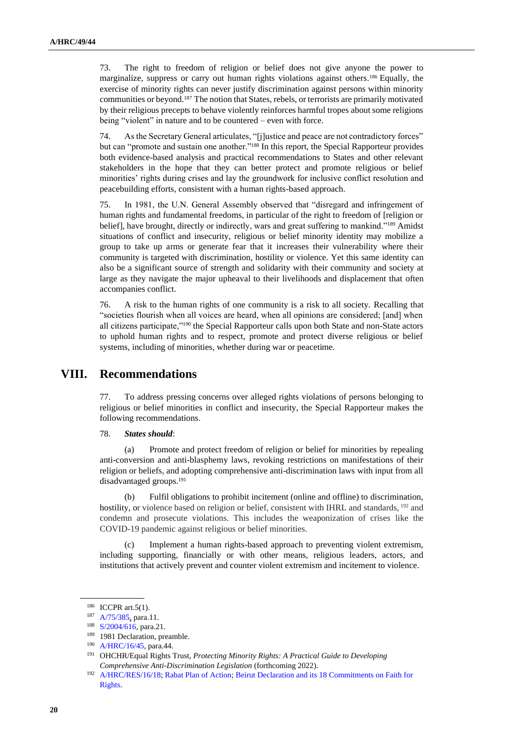73. The right to freedom of religion or belief does not give anyone the power to marginalize, suppress or carry out human rights violations against others.[186] Equally, the exercise of minority rights can never justify discrimination against persons within minority communities or beyond.[187] The notion that States, rebels, or terrorists are primarily motivated by their religious precepts to behave violently reinforces harmful tropes about some religions being "violent" in nature and to be countered – even with force.

74. As the Secretary General articulates, "[j]ustice and peace are not contradictory forces" but can "promote and sustain one another."[188] In this report, the Special Rapporteur provides both evidence-based analysis and practical recommendations to States and other relevant stakeholders in the hope that they can better protect and promote religious or belief minorities' rights during crises and lay the groundwork for inclusive conflict resolution and peacebuilding efforts, consistent with a human rights-based approach.

75. In 1981, the U.N. General Assembly observed that "disregard and infringement of human rights and fundamental freedoms, in particular of the right to freedom of [religion or belief], have brought, directly or indirectly, wars and great suffering to mankind."[189] Amidst situations of conflict and insecurity, religious or belief minority identity may mobilize a group to take up arms or generate fear that it increases their vulnerability where their community is targeted with discrimination, hostility or violence. Yet this same identity can also be a significant source of strength and solidarity with their community and society at large as they navigate the major upheaval to their livelihoods and displacement that often accompanies conflict.

76. A risk to the human rights of one community is a risk to all society. Recalling that "societies flourish when all voices are heard, when all opinions are considered; [and] when all citizens participate,"[190] the Special Rapporteur calls upon both State and non-State actors to uphold human rights and to respect, promote and protect diverse religious or belief systems, including of minorities, whether during war or peacetime.

# VIII. Recommendations

77. To address pressing concerns over alleged rights violations of persons belonging to religious or belief minorities in conflict and insecurity, the Special Rapporteur makes the following recommendations.

78. ***States should***:

(a) Promote and protect freedom of religion or belief for minorities by repealing anti-conversion and anti-blasphemy laws, revoking restrictions on manifestations of their religion or beliefs, and adopting comprehensive anti-discrimination laws with input from all disadvantaged groups.[191]

(b) Fulfil obligations to prohibit incitement (online and offline) to discrimination, hostility, or violence based on religion or belief, consistent with IHRL and standards,[192] and condemn and prosecute violations. This includes the weaponization of crises like the COVID-19 pandemic against religious or belief minorities.

(c) Implement a human rights-based approach to preventing violent extremism, including supporting, financially or with other means, religious leaders, actors, and institutions that actively prevent and counter violent extremism and incitement to violence.

---

[186] ICCPR art.5(1).

[187] A/75/385, para.11.

[188] S/2004/616, para.21.

[189] 1981 Declaration, preamble.

[190] A/HRC/16/45, para.44.

[191] OHCHR/Equal Rights Trust, *Protecting Minority Rights: A Practical Guide to Developing Comprehensive Anti-Discrimination Legislation* (forthcoming 2022).

[192] A/HRC/RES/16/18; Rabat Plan of Action; Beirut Declaration and its 18 Commitments on Faith for Rights.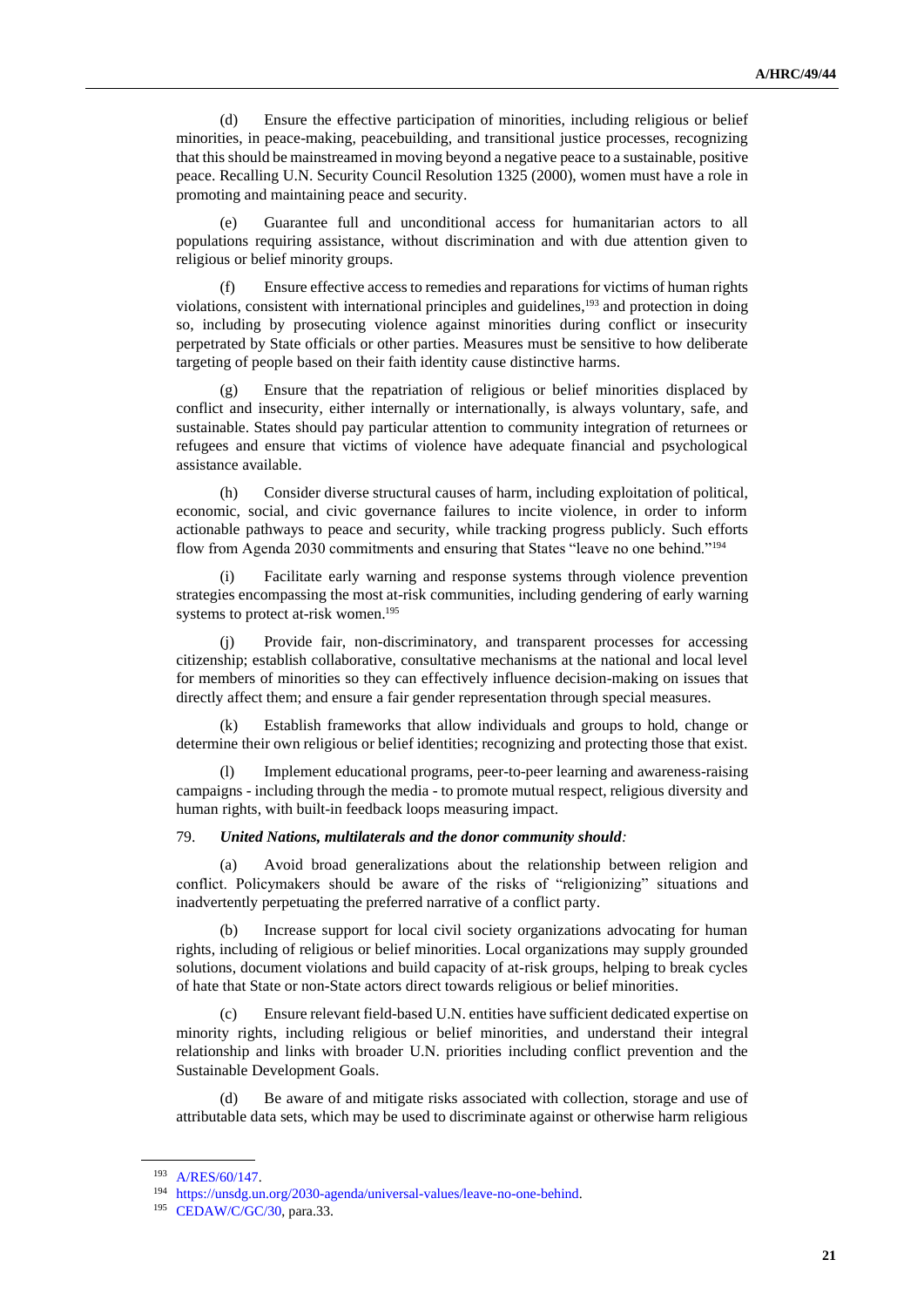(d) Ensure the effective participation of minorities, including religious or belief minorities, in peace-making, peacebuilding, and transitional justice processes, recognizing that this should be mainstreamed in moving beyond a negative peace to a sustainable, positive peace. Recalling U.N. Security Council Resolution 1325 (2000), women must have a role in promoting and maintaining peace and security.

(e) Guarantee full and unconditional access for humanitarian actors to all populations requiring assistance, without discrimination and with due attention given to religious or belief minority groups.

(f) Ensure effective access to remedies and reparations for victims of human rights violations, consistent with international principles and guidelines,[193] and protection in doing so, including by prosecuting violence against minorities during conflict or insecurity perpetrated by State officials or other parties. Measures must be sensitive to how deliberate targeting of people based on their faith identity cause distinctive harms.

(g) Ensure that the repatriation of religious or belief minorities displaced by conflict and insecurity, either internally or internationally, is always voluntary, safe, and sustainable. States should pay particular attention to community integration of returnees or refugees and ensure that victims of violence have adequate financial and psychological assistance available.

(h) Consider diverse structural causes of harm, including exploitation of political, economic, social, and civic governance failures to incite violence, in order to inform actionable pathways to peace and security, while tracking progress publicly. Such efforts flow from Agenda 2030 commitments and ensuring that States "leave no one behind."[194]

(i) Facilitate early warning and response systems through violence prevention strategies encompassing the most at-risk communities, including gendering of early warning systems to protect at-risk women.[195]

(j) Provide fair, non-discriminatory, and transparent processes for accessing citizenship; establish collaborative, consultative mechanisms at the national and local level for members of minorities so they can effectively influence decision-making on issues that directly affect them; and ensure a fair gender representation through special measures.

(k) Establish frameworks that allow individuals and groups to hold, change or determine their own religious or belief identities; recognizing and protecting those that exist.

(l) Implement educational programs, peer-to-peer learning and awareness-raising campaigns - including through the media - to promote mutual respect, religious diversity and human rights, with built-in feedback loops measuring impact.

79. ***United Nations, multilaterals and the donor community should:***

(a) Avoid broad generalizations about the relationship between religion and conflict. Policymakers should be aware of the risks of "religionizing" situations and inadvertently perpetuating the preferred narrative of a conflict party.

(b) Increase support for local civil society organizations advocating for human rights, including of religious or belief minorities. Local organizations may supply grounded solutions, document violations and build capacity of at-risk groups, helping to break cycles of hate that State or non-State actors direct towards religious or belief minorities.

(c) Ensure relevant field-based U.N. entities have sufficient dedicated expertise on minority rights, including religious or belief minorities, and understand their integral relationship and links with broader U.N. priorities including conflict prevention and the Sustainable Development Goals.

(d) Be aware of and mitigate risks associated with collection, storage and use of attributable data sets, which may be used to discriminate against or otherwise harm religious

---

[193] A/RES/60/147.

[194] https://unsdg.un.org/2030-agenda/universal-values/leave-no-one-behind.

[195] CEDAW/C/GC/30, para.33.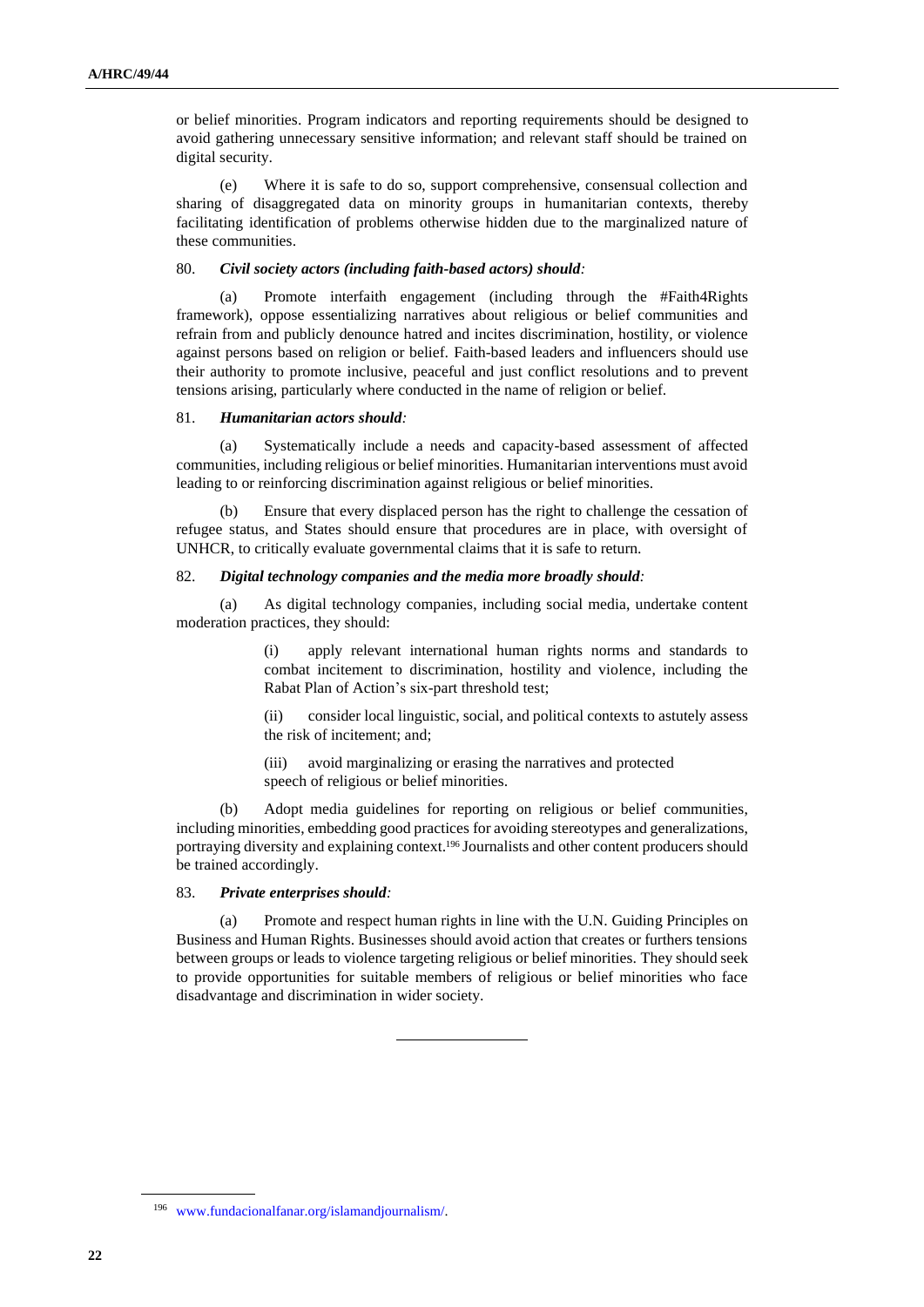or belief minorities. Program indicators and reporting requirements should be designed to avoid gathering unnecessary sensitive information; and relevant staff should be trained on digital security.

(e) Where it is safe to do so, support comprehensive, consensual collection and sharing of disaggregated data on minority groups in humanitarian contexts, thereby facilitating identification of problems otherwise hidden due to the marginalized nature of these communities.

80. ***Civil society actors (including faith-based actors) should:***

(a) Promote interfaith engagement (including through the #Faith4Rights framework), oppose essentializing narratives about religious or belief communities and refrain from and publicly denounce hatred and incites discrimination, hostility, or violence against persons based on religion or belief. Faith-based leaders and influencers should use their authority to promote inclusive, peaceful and just conflict resolutions and to prevent tensions arising, particularly where conducted in the name of religion or belief.

81. ***Humanitarian actors should:***

(a) Systematically include a needs and capacity-based assessment of affected communities, including religious or belief minorities. Humanitarian interventions must avoid leading to or reinforcing discrimination against religious or belief minorities.

(b) Ensure that every displaced person has the right to challenge the cessation of refugee status, and States should ensure that procedures are in place, with oversight of UNHCR, to critically evaluate governmental claims that it is safe to return.

82. ***Digital technology companies and the media more broadly should:***

(a) As digital technology companies, including social media, undertake content moderation practices, they should:

(i) apply relevant international human rights norms and standards to combat incitement to discrimination, hostility and violence, including the Rabat Plan of Action's six-part threshold test;

(ii) consider local linguistic, social, and political contexts to astutely assess the risk of incitement; and;

(iii) avoid marginalizing or erasing the narratives and protected speech of religious or belief minorities.

(b) Adopt media guidelines for reporting on religious or belief communities, including minorities, embedding good practices for avoiding stereotypes and generalizations, portraying diversity and explaining context.[196] Journalists and other content producers should be trained accordingly.

83. ***Private enterprises should:***

(a) Promote and respect human rights in line with the U.N. Guiding Principles on Business and Human Rights. Businesses should avoid action that creates or furthers tensions between groups or leads to violence targeting religious or belief minorities. They should seek to provide opportunities for suitable members of religious or belief minorities who face disadvantage and discrimination in wider society.

---

[196] www.fundacionalfanar.org/islamandjournalism/.